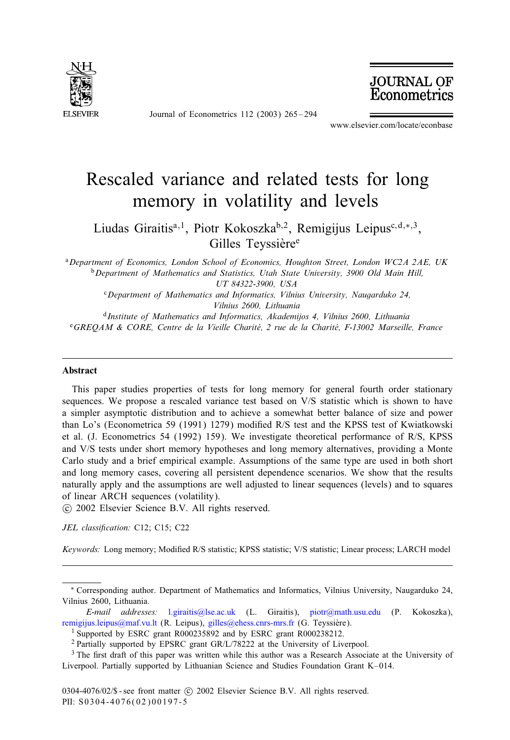# Rescaled variance and related tests for long memory in volatility and levels

Liudas Giraitis[a,1], Piotr Kokoszka[b,2], Remigijus Leipus[c,d,*,3], Gilles Teyssière[e]

[a] *Department of Economics, London School of Economics, Houghton Street, London WC2A 2AE, UK*

[b] *Department of Mathematics and Statistics, Utah State University, 3900 Old Main Hill, UT 84322-3900, USA*

[c] *Department of Mathematics and Informatics, Vilnius University, Naugarduko 24, Vilnius 2600, Lithuania*

[d] *Institute of Mathematics and Informatics, Akademijos 4, Vilnius 2600, Lithuania*

[e] *GREQAM & CORE, Centre de la Vieille Charité, 2 rue de la Charité, F-13002 Marseille, France*

## Abstract

This paper studies properties of tests for long memory for general fourth order stationary sequences. We propose a rescaled variance test based on V/S statistic which is shown to have a simpler asymptotic distribution and to achieve a somewhat better balance of size and power than Lo's (Econometrica 59 (1991) 1279) modified R/S test and the KPSS test of Kwiatkowski et al. (J. Econometrics 54 (1992) 159). We investigate theoretical performance of R/S, KPSS and V/S tests under short memory hypotheses and long memory alternatives, providing a Monte Carlo study and a brief empirical example. Assumptions of the same type are used in both short and long memory cases, covering all persistent dependence scenarios. We show that the results naturally apply and the assumptions are well adjusted to linear sequences (levels) and to squares of linear ARCH sequences (volatility).

© 2002 Elsevier Science B.V. All rights reserved.

*JEL classification:* C12; C15; C22

*Keywords:* Long memory; Modified R/S statistic; KPSS statistic; V/S statistic; Linear process; LARCH model

---

* Corresponding author. Department of Mathematics and Informatics, Vilnius University, Naugarduko 24, Vilnius 2600, Lithuania.

*E-mail addresses:* l.giraitis@lse.ac.uk (L. Giraitis), piotr@math.usu.edu (P. Kokoszka), remigijus.leipus@maf.vu.lt (R. Leipus), gilles@ehess.cnrs-mrs.fr (G. Teyssière).

[1] Supported by ESRC grant R000235892 and by ESRC grant R000238212.

[2] Partially supported by EPSRC grant GR/L/78222 at the University of Liverpool.

[3] The first draft of this paper was written while this author was a Research Associate at the University of Liverpool. Partially supported by Lithuanian Science and Studies Foundation Grant K–014.

0304-4076/02/$ - see front matter © 2002 Elsevier Science B.V. All rights reserved.
PII: S0304-4076(02)00197-5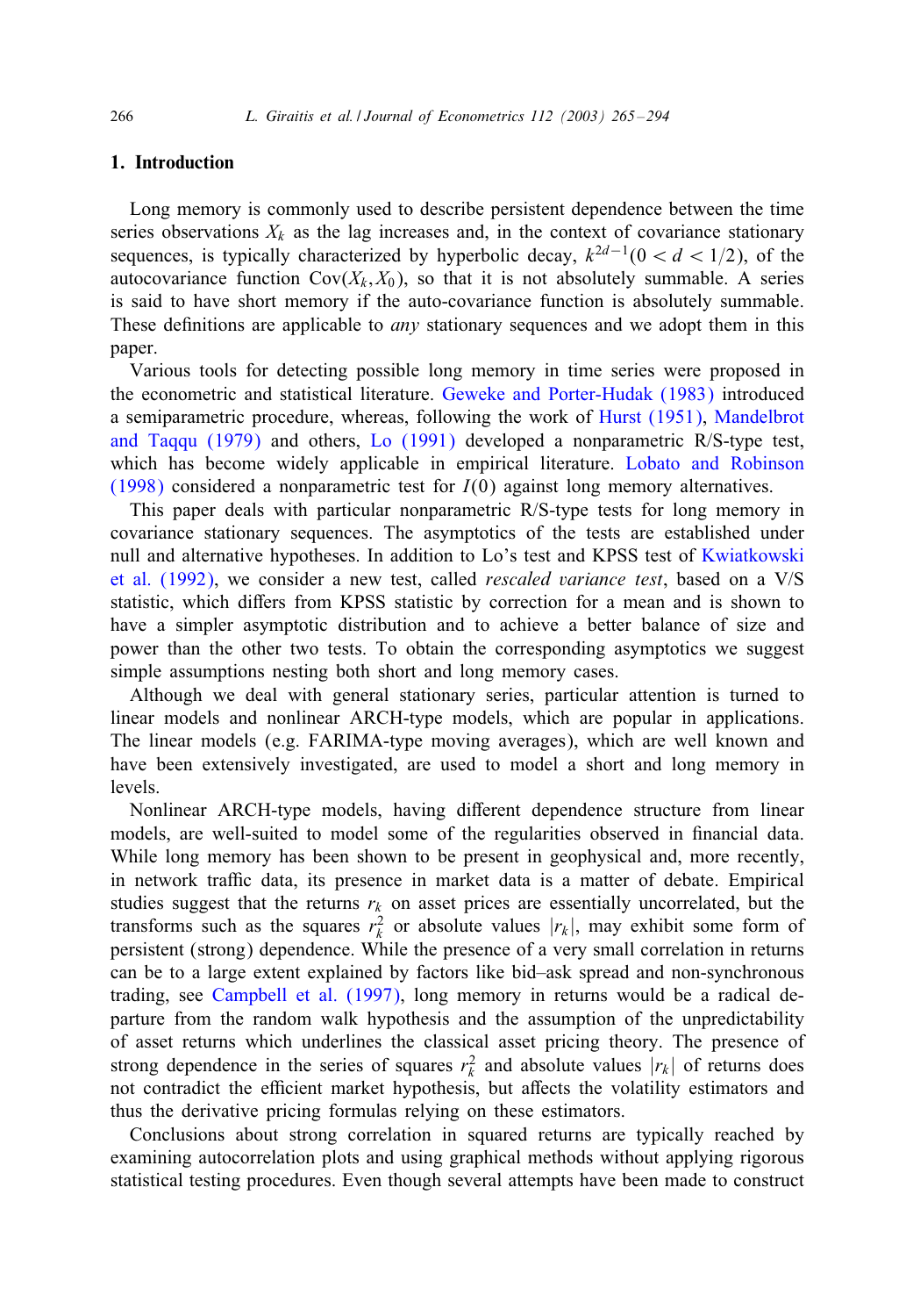## 1. Introduction

Long memory is commonly used to describe persistent dependence between the time series observations $X_k$ as the lag increases and, in the context of covariance stationary sequences, is typically characterized by hyperbolic decay, $k^{2d-1}(0 < d < 1/2)$, of the autocovariance function $\mathrm{Cov}(X_k, X_0)$, so that it is not absolutely summable. A series is said to have short memory if the auto-covariance function is absolutely summable. These definitions are applicable to *any* stationary sequences and we adopt them in this paper.

Various tools for detecting possible long memory in time series were proposed in the econometric and statistical literature. Geweke and Porter-Hudak (1983) introduced a semiparametric procedure, whereas, following the work of Hurst (1951), Mandelbrot and Taqqu (1979) and others, Lo (1991) developed a nonparametric R/S-type test, which has become widely applicable in empirical literature. Lobato and Robinson (1998) considered a nonparametric test for $I(0)$ against long memory alternatives.

This paper deals with particular nonparametric R/S-type tests for long memory in covariance stationary sequences. The asymptotics of the tests are established under null and alternative hypotheses. In addition to Lo's test and KPSS test of Kwiatkowski et al. (1992), we consider a new test, called *rescaled variance test*, based on a V/S statistic, which differs from KPSS statistic by correction for a mean and is shown to have a simpler asymptotic distribution and to achieve a better balance of size and power than the other two tests. To obtain the corresponding asymptotics we suggest simple assumptions nesting both short and long memory cases.

Although we deal with general stationary series, particular attention is turned to linear models and nonlinear ARCH-type models, which are popular in applications. The linear models (e.g. FARIMA-type moving averages), which are well known and have been extensively investigated, are used to model a short and long memory in levels.

Nonlinear ARCH-type models, having different dependence structure from linear models, are well-suited to model some of the regularities observed in financial data. While long memory has been shown to be present in geophysical and, more recently, in network traffic data, its presence in market data is a matter of debate. Empirical studies suggest that the returns $r_k$ on asset prices are essentially uncorrelated, but the transforms such as the squares $r_k^2$ or absolute values $|r_k|$, may exhibit some form of persistent (strong) dependence. While the presence of a very small correlation in returns can be to a large extent explained by factors like bid–ask spread and non-synchronous trading, see Campbell et al. (1997), long memory in returns would be a radical departure from the random walk hypothesis and the assumption of the unpredictability of asset returns which underlines the classical asset pricing theory. The presence of strong dependence in the series of squares $r_k^2$ and absolute values $|r_k|$ of returns does not contradict the efficient market hypothesis, but affects the volatility estimators and thus the derivative pricing formulas relying on these estimators.

Conclusions about strong correlation in squared returns are typically reached by examining autocorrelation plots and using graphical methods without applying rigorous statistical testing procedures. Even though several attempts have been made to construct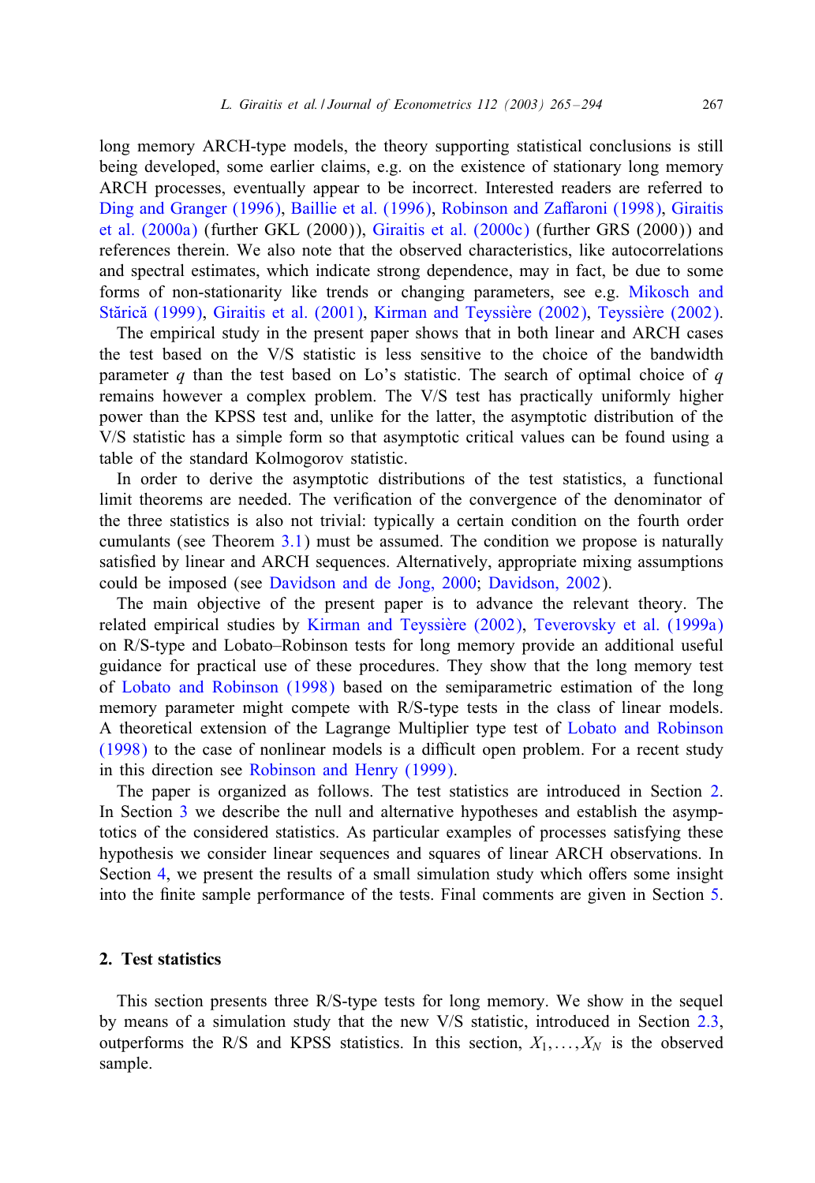long memory ARCH-type models, the theory supporting statistical conclusions is still being developed, some earlier claims, e.g. on the existence of stationary long memory ARCH processes, eventually appear to be incorrect. Interested readers are referred to Ding and Granger (1996), Baillie et al. (1996), Robinson and Zaffaroni (1998), Giraitis et al. (2000a) (further GKL (2000)), Giraitis et al. (2000c) (further GRS (2000)) and references therein. We also note that the observed characteristics, like autocorrelations and spectral estimates, which indicate strong dependence, may in fact, be due to some forms of non-stationarity like trends or changing parameters, see e.g. Mikosch and Stărică (1999), Giraitis et al. (2001), Kirman and Teyssière (2002), Teyssière (2002).

The empirical study in the present paper shows that in both linear and ARCH cases the test based on the V/S statistic is less sensitive to the choice of the bandwidth parameter $q$ than the test based on Lo's statistic. The search of optimal choice of $q$ remains however a complex problem. The V/S test has practically uniformly higher power than the KPSS test and, unlike for the latter, the asymptotic distribution of the V/S statistic has a simple form so that asymptotic critical values can be found using a table of the standard Kolmogorov statistic.

In order to derive the asymptotic distributions of the test statistics, a functional limit theorems are needed. The verification of the convergence of the denominator of the three statistics is also not trivial: typically a certain condition on the fourth order cumulants (see Theorem 3.1) must be assumed. The condition we propose is naturally satisfied by linear and ARCH sequences. Alternatively, appropriate mixing assumptions could be imposed (see Davidson and de Jong, 2000; Davidson, 2002).

The main objective of the present paper is to advance the relevant theory. The related empirical studies by Kirman and Teyssière (2002), Teverovsky et al. (1999a) on R/S-type and Lobato–Robinson tests for long memory provide an additional useful guidance for practical use of these procedures. They show that the long memory test of Lobato and Robinson (1998) based on the semiparametric estimation of the long memory parameter might compete with R/S-type tests in the class of linear models. A theoretical extension of the Lagrange Multiplier type test of Lobato and Robinson (1998) to the case of nonlinear models is a difficult open problem. For a recent study in this direction see Robinson and Henry (1999).

The paper is organized as follows. The test statistics are introduced in Section 2. In Section 3 we describe the null and alternative hypotheses and establish the asymptotics of the considered statistics. As particular examples of processes satisfying these hypothesis we consider linear sequences and squares of linear ARCH observations. In Section 4, we present the results of a small simulation study which offers some insight into the finite sample performance of the tests. Final comments are given in Section 5.

## 2. Test statistics

This section presents three R/S-type tests for long memory. We show in the sequel by means of a simulation study that the new V/S statistic, introduced in Section 2.3, outperforms the R/S and KPSS statistics. In this section, $X_1, \ldots, X_N$ is the observed sample.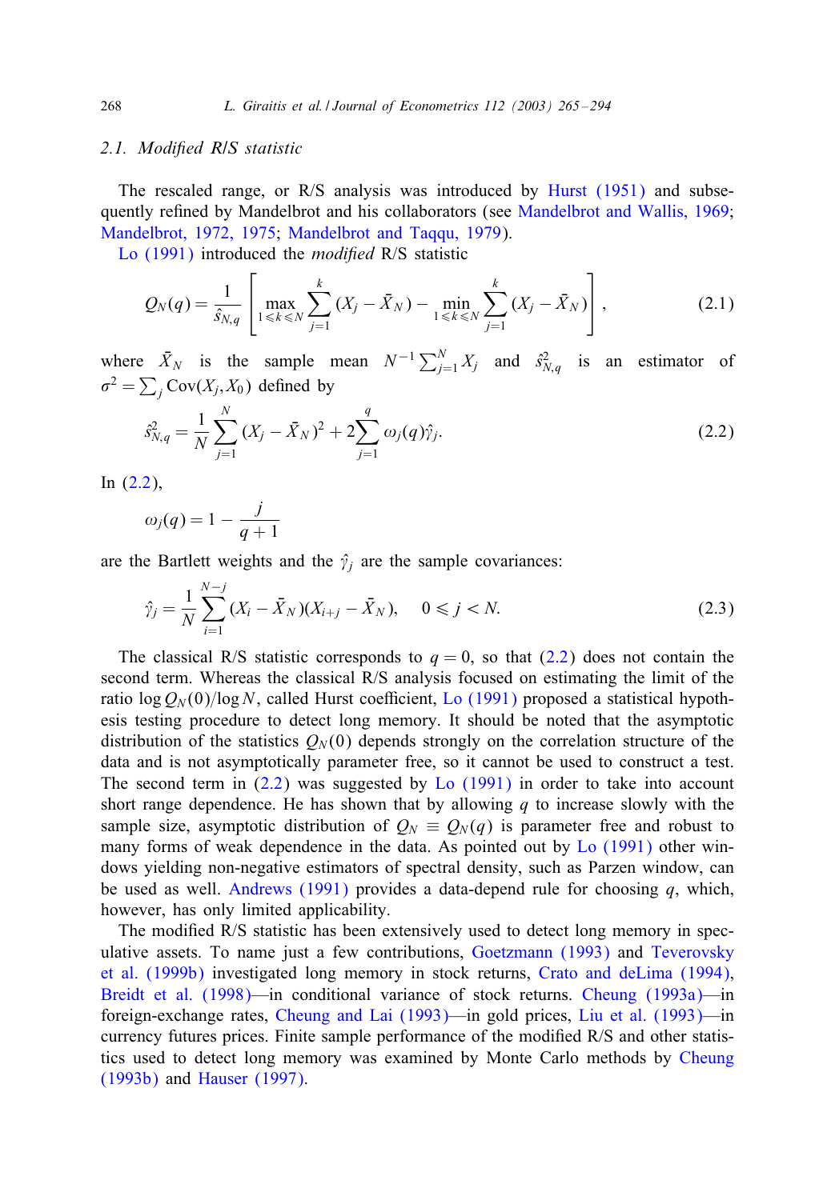### 2.1. *Modified R/S statistic*

The rescaled range, or R/S analysis was introduced by Hurst (1951) and subsequently refined by Mandelbrot and his collaborators (see Mandelbrot and Wallis, 1969; Mandelbrot, 1972, 1975; Mandelbrot and Taqqu, 1979).

Lo (1991) introduced the *modified* R/S statistic

$$Q_N(q) = \frac{1}{\hat{s}_{N,q}} \left[ \max_{1 \leqslant k \leqslant N} \sum_{j=1}^{k} (X_j - \bar{X}_N) - \min_{1 \leqslant k \leqslant N} \sum_{j=1}^{k} (X_j - \bar{X}_N) \right], \tag{2.1}$$

where $\bar{X}_N$ is the sample mean $N^{-1}\sum_{j=1}^{N} X_j$ and $\hat{s}^2_{N,q}$ is an estimator of $\sigma^2 = \sum_j \mathrm{Cov}(X_j, X_0)$ defined by

$$\hat{s}^2_{N,q} = \frac{1}{N} \sum_{j=1}^{N} (X_j - \bar{X}_N)^2 + 2 \sum_{j=1}^{q} \omega_j(q) \hat{\gamma}_j. \tag{2.2}$$

In (2.2),

$$\omega_j(q) = 1 - \frac{j}{q+1}$$

are the Bartlett weights and the $\hat{\gamma}_j$ are the sample covariances:

$$\hat{\gamma}_j = \frac{1}{N} \sum_{i=1}^{N-j} (X_i - \bar{X}_N)(X_{i+j} - \bar{X}_N), \quad 0 \leqslant j < N. \tag{2.3}$$

The classical R/S statistic corresponds to $q = 0$, so that (2.2) does not contain the second term. Whereas the classical R/S analysis focused on estimating the limit of the ratio $\log Q_N(0)/\log N$, called Hurst coefficient, Lo (1991) proposed a statistical hypothesis testing procedure to detect long memory. It should be noted that the asymptotic distribution of the statistics $Q_N(0)$ depends strongly on the correlation structure of the data and is not asymptotically parameter free, so it cannot be used to construct a test. The second term in (2.2) was suggested by Lo (1991) in order to take into account short range dependence. He has shown that by allowing $q$ to increase slowly with the sample size, asymptotic distribution of $Q_N \equiv Q_N(q)$ is parameter free and robust to many forms of weak dependence in the data. As pointed out by Lo (1991) other windows yielding non-negative estimators of spectral density, such as Parzen window, can be used as well. Andrews (1991) provides a data-depend rule for choosing $q$, which, however, has only limited applicability.

The modified R/S statistic has been extensively used to detect long memory in speculative assets. To name just a few contributions, Goetzmann (1993) and Teverovsky et al. (1999b) investigated long memory in stock returns, Crato and deLima (1994), Breidt et al. (1998)—in conditional variance of stock returns. Cheung (1993a)—in foreign-exchange rates, Cheung and Lai (1993)—in gold prices, Liu et al. (1993)—in currency futures prices. Finite sample performance of the modified R/S and other statistics used to detect long memory was examined by Monte Carlo methods by Cheung (1993b) and Hauser (1997).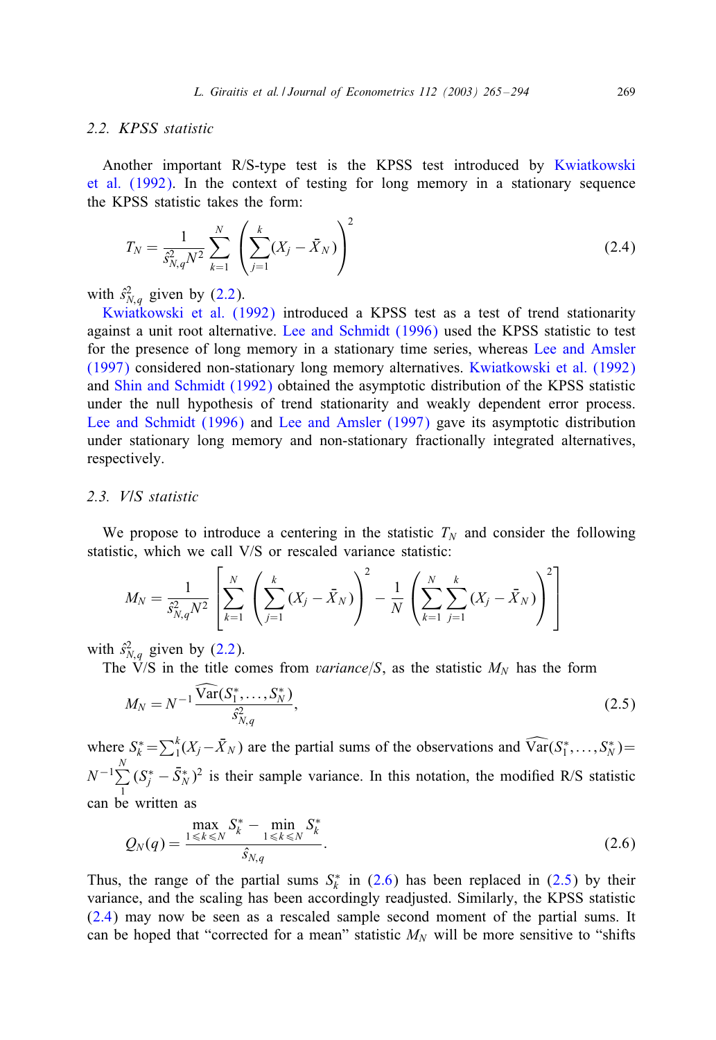### 2.2. KPSS statistic

Another important R/S-type test is the KPSS test introduced by Kwiatkowski et al. (1992). In the context of testing for long memory in a stationary sequence the KPSS statistic takes the form:

$$T_N = \frac{1}{\hat{s}_{N,q}^2 N^2} \sum_{k=1}^{N} \left( \sum_{j=1}^{k} (X_j - \bar{X}_N) \right)^2 \tag{2.4}$$

with $\hat{s}_{N,q}^2$ given by (2.2).

Kwiatkowski et al. (1992) introduced a KPSS test as a test of trend stationarity against a unit root alternative. Lee and Schmidt (1996) used the KPSS statistic to test for the presence of long memory in a stationary time series, whereas Lee and Amsler (1997) considered non-stationary long memory alternatives. Kwiatkowski et al. (1992) and Shin and Schmidt (1992) obtained the asymptotic distribution of the KPSS statistic under the null hypothesis of trend stationarity and weakly dependent error process. Lee and Schmidt (1996) and Lee and Amsler (1997) gave its asymptotic distribution under stationary long memory and non-stationary fractionally integrated alternatives, respectively.

### 2.3. V/S statistic

We propose to introduce a centering in the statistic $T_N$ and consider the following statistic, which we call V/S or rescaled variance statistic:

$$M_N = \frac{1}{\hat{s}_{N,q}^2 N^2} \left[ \sum_{k=1}^{N} \left( \sum_{j=1}^{k} (X_j - \bar{X}_N) \right)^2 - \frac{1}{N} \left( \sum_{k=1}^{N} \sum_{j=1}^{k} (X_j - \bar{X}_N) \right)^2 \right]$$

with $\hat{s}_{N,q}^2$ given by (2.2).

The V/S in the title comes from *variance/S*, as the statistic $M_N$ has the form

$$M_N = N^{-1} \frac{\widehat{\mathrm{Var}}(S_1^*, \ldots, S_N^*)}{\hat{s}_{N,q}^2}, \tag{2.5}$$

where $S_k^* = \sum_1^k (X_j - \bar{X}_N)$ are the partial sums of the observations and $\widehat{\mathrm{Var}}(S_1^*, \ldots, S_N^*) = N^{-1} \sum_1^N (S_j^* - \bar{S}_N^*)^2$ is their sample variance. In this notation, the modified R/S statistic can be written as

$$Q_N(q) = \frac{\max_{1 \leqslant k \leqslant N} S_k^* - \min_{1 \leqslant k \leqslant N} S_k^*}{\hat{s}_{N,q}}. \tag{2.6}$$

Thus, the range of the partial sums $S_k^*$ in (2.6) has been replaced in (2.5) by their variance, and the scaling has been accordingly readjusted. Similarly, the KPSS statistic (2.4) may now be seen as a rescaled sample second moment of the partial sums. It can be hoped that "corrected for a mean" statistic $M_N$ will be more sensitive to "shifts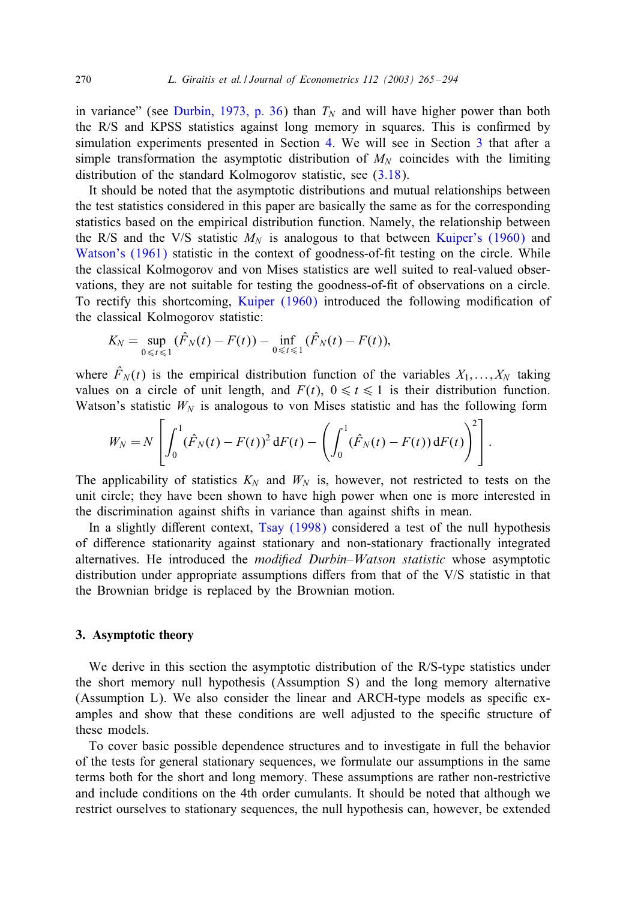in variance" (see Durbin, 1973, p. 36) than $T_N$ and will have higher power than both the R/S and KPSS statistics against long memory in squares. This is confirmed by simulation experiments presented in Section 4. We will see in Section 3 that after a simple transformation the asymptotic distribution of $M_N$ coincides with the limiting distribution of the standard Kolmogorov statistic, see (3.18).

It should be noted that the asymptotic distributions and mutual relationships between the test statistics considered in this paper are basically the same as for the corresponding statistics based on the empirical distribution function. Namely, the relationship between the R/S and the V/S statistic $M_N$ is analogous to that between Kuiper's (1960) and Watson's (1961) statistic in the context of goodness-of-fit testing on the circle. While the classical Kolmogorov and von Mises statistics are well suited to real-valued observations, they are not suitable for testing the goodness-of-fit of observations on a circle. To rectify this shortcoming, Kuiper (1960) introduced the following modification of the classical Kolmogorov statistic:

$$K_N = \sup_{0 \leqslant t \leqslant 1} (\hat{F}_N(t) - F(t)) - \inf_{0 \leqslant t \leqslant 1} (\hat{F}_N(t) - F(t)),$$

where $\hat{F}_N(t)$ is the empirical distribution function of the variables $X_1, \ldots, X_N$ taking values on a circle of unit length, and $F(t)$, $0 \leqslant t \leqslant 1$ is their distribution function. Watson's statistic $W_N$ is analogous to von Mises statistic and has the following form

$$W_N = N \left[ \int_0^1 (\hat{F}_N(t) - F(t))^2 \, \mathrm{d}F(t) - \left( \int_0^1 (\hat{F}_N(t) - F(t)) \, \mathrm{d}F(t) \right)^2 \right].$$

The applicability of statistics $K_N$ and $W_N$ is, however, not restricted to tests on the unit circle; they have been shown to have high power when one is more interested in the discrimination against shifts in variance than against shifts in mean.

In a slightly different context, Tsay (1998) considered a test of the null hypothesis of difference stationarity against stationary and non-stationary fractionally integrated alternatives. He introduced the *modified Durbin–Watson statistic* whose asymptotic distribution under appropriate assumptions differs from that of the V/S statistic in that the Brownian bridge is replaced by the Brownian motion.

## 3. Asymptotic theory

We derive in this section the asymptotic distribution of the R/S-type statistics under the short memory null hypothesis (Assumption S) and the long memory alternative (Assumption L). We also consider the linear and ARCH-type models as specific examples and show that these conditions are well adjusted to the specific structure of these models.

To cover basic possible dependence structures and to investigate in full the behavior of the tests for general stationary sequences, we formulate our assumptions in the same terms both for the short and long memory. These assumptions are rather non-restrictive and include conditions on the 4th order cumulants. It should be noted that although we restrict ourselves to stationary sequences, the null hypothesis can, however, be extended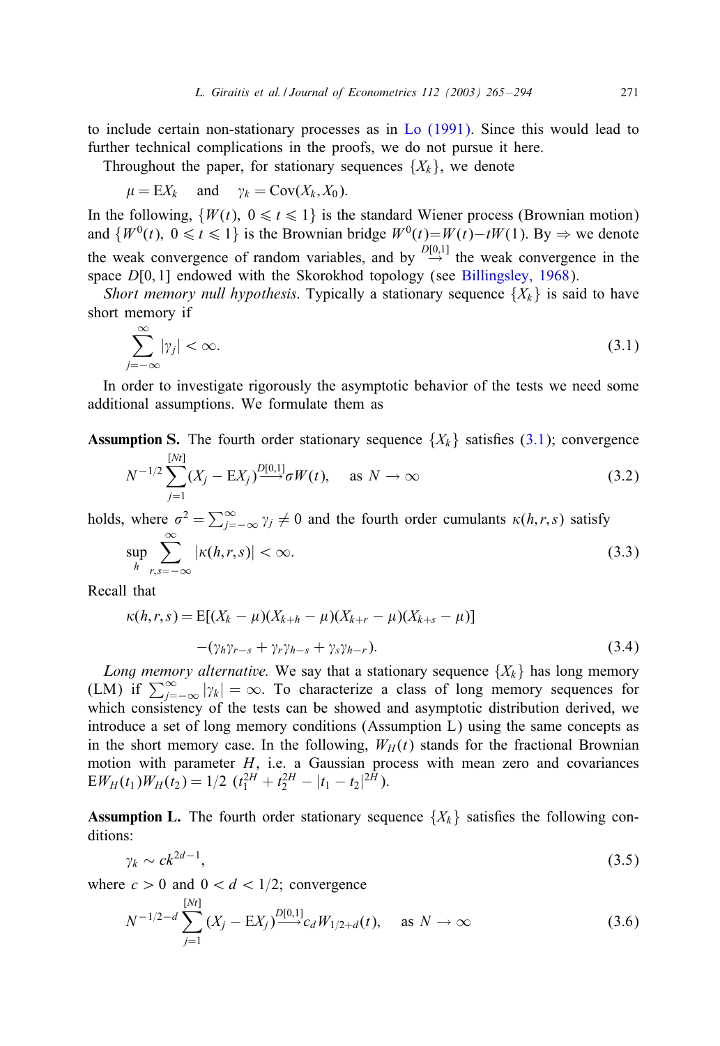to include certain non-stationary processes as in Lo (1991). Since this would lead to further technical complications in the proofs, we do not pursue it here.

Throughout the paper, for stationary sequences $\{X_k\}$, we denote

$$\mu = \mathrm{E}X_k \quad \text{and} \quad \gamma_k = \mathrm{Cov}(X_k, X_0).$$

In the following, $\{W(t),\ 0 \leqslant t \leqslant 1\}$ is the standard Wiener process (Brownian motion) and $\{W^0(t),\ 0 \leqslant t \leqslant 1\}$ is the Brownian bridge $W^0(t) = W(t) - tW(1)$. By $\Rightarrow$ we denote the weak convergence of random variables, and by $\stackrel{D[0,1]}{\rightarrow}$ the weak convergence in the space $D[0,1]$ endowed with the Skorokhod topology (see Billingsley, 1968).

*Short memory null hypothesis.* Typically a stationary sequence $\{X_k\}$ is said to have short memory if

$$\sum_{j=-\infty}^{\infty} |\gamma_j| < \infty. \tag{3.1}$$

In order to investigate rigorously the asymptotic behavior of the tests we need some additional assumptions. We formulate them as

**Assumption S.** The fourth order stationary sequence $\{X_k\}$ satisfies (3.1); convergence

$$N^{-1/2} \sum_{j=1}^{[Nt]} (X_j - \mathrm{E}X_j) \stackrel{D[0,1]}{\longrightarrow} \sigma W(t), \quad \text{as } N \to \infty \tag{3.2}$$

holds, where $\sigma^2 = \sum_{j=-\infty}^{\infty} \gamma_j \neq 0$ and the fourth order cumulants $\kappa(h,r,s)$ satisfy

$$\sup_h \sum_{r,s=-\infty}^{\infty} |\kappa(h,r,s)| < \infty. \tag{3.3}$$

Recall that

$$\kappa(h,r,s) = \mathrm{E}[(X_k - \mu)(X_{k+h} - \mu)(X_{k+r} - \mu)(X_{k+s} - \mu)]$$
$$- (\gamma_h \gamma_{r-s} + \gamma_r \gamma_{h-s} + \gamma_s \gamma_{h-r}). \tag{3.4}$$

*Long memory alternative.* We say that a stationary sequence $\{X_k\}$ has long memory (LM) if $\sum_{j=-\infty}^{\infty} |\gamma_k| = \infty$. To characterize a class of long memory sequences for which consistency of the tests can be showed and asymptotic distribution derived, we introduce a set of long memory conditions (Assumption L) using the same concepts as in the short memory case. In the following, $W_H(t)$ stands for the fractional Brownian motion with parameter $H$, i.e. a Gaussian process with mean zero and covariances $\mathrm{E}W_H(t_1)W_H(t_2) = 1/2\ (t_1^{2H} + t_2^{2H} - |t_1 - t_2|^{2H})$.

**Assumption L.** The fourth order stationary sequence $\{X_k\}$ satisfies the following conditions:

$$\gamma_k \sim c k^{2d-1}, \tag{3.5}$$

where $c > 0$ and $0 < d < 1/2$; convergence

$$N^{-1/2-d} \sum_{j=1}^{[Nt]} (X_j - \mathrm{E}X_j) \stackrel{D[0,1]}{\longrightarrow} c_d W_{1/2+d}(t), \quad \text{as } N \to \infty \tag{3.6}$$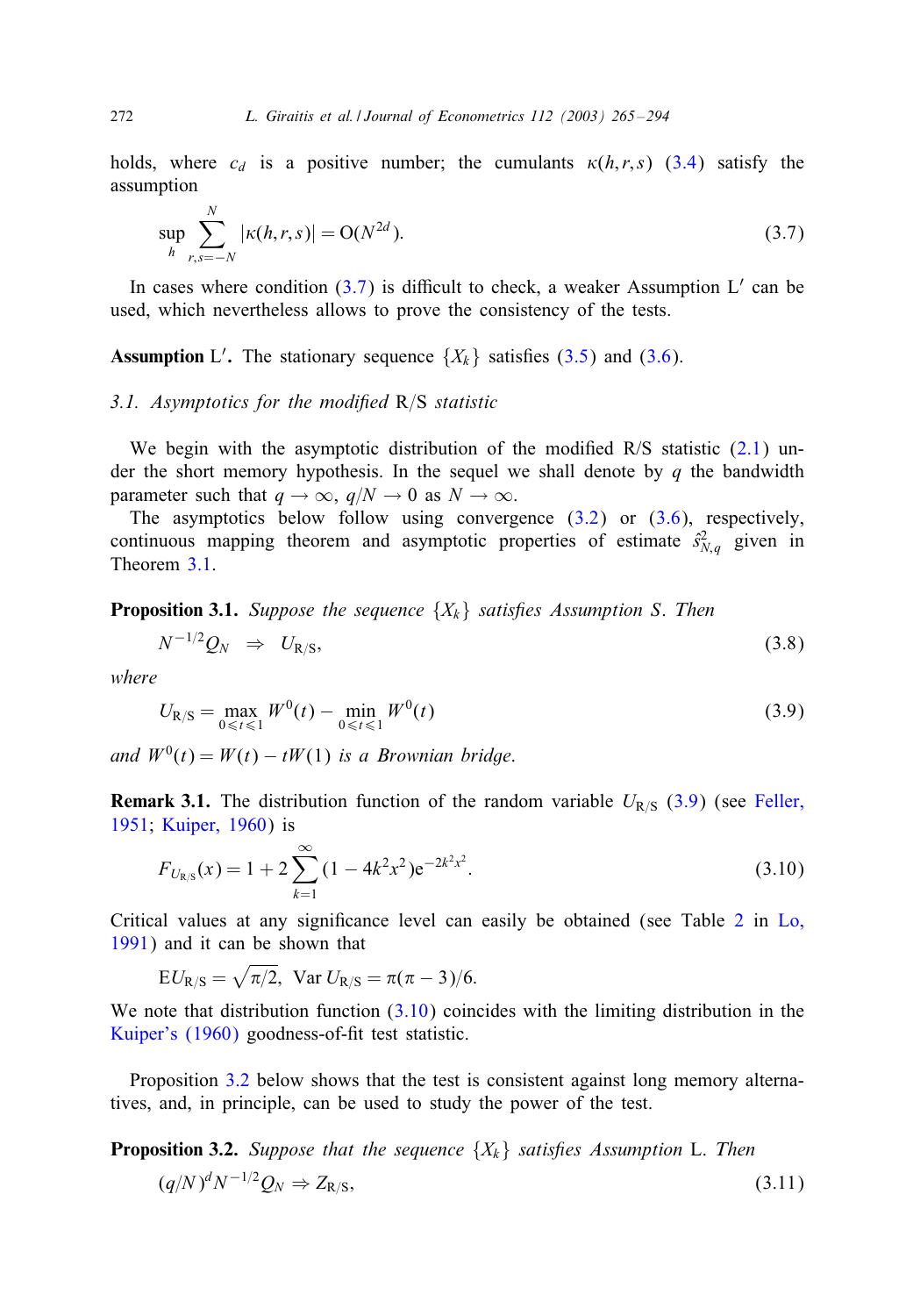holds, where $c_d$ is a positive number; the cumulants $\kappa(h,r,s)$ (3.4) satisfy the assumption

$$\sup_{h} \sum_{r,s=-N}^{N} |\kappa(h,r,s)| = O(N^{2d}). \tag{3.7}$$

In cases where condition (3.7) is difficult to check, a weaker Assumption L$'$ can be used, which nevertheless allows to prove the consistency of the tests.

**Assumption** L$'$**.** The stationary sequence $\{X_k\}$ satisfies (3.5) and (3.6).

### 3.1. *Asymptotics for the modified* R/S *statistic*

We begin with the asymptotic distribution of the modified R/S statistic (2.1) under the short memory hypothesis. In the sequel we shall denote by $q$ the bandwidth parameter such that $q \to \infty$, $q/N \to 0$ as $N \to \infty$.

The asymptotics below follow using convergence (3.2) or (3.6), respectively, continuous mapping theorem and asymptotic properties of estimate $\hat{s}^2_{N,q}$ given in Theorem 3.1.

**Proposition 3.1.** *Suppose the sequence* $\{X_k\}$ *satisfies Assumption S. Then*

$$N^{-1/2} Q_N \ \Rightarrow \ U_{R/S}, \tag{3.8}$$

*where*

$$U_{R/S} = \max_{0 \leqslant t \leqslant 1} W^0(t) - \min_{0 \leqslant t \leqslant 1} W^0(t) \tag{3.9}$$

*and* $W^0(t) = W(t) - tW(1)$ *is a Brownian bridge.*

**Remark 3.1.** The distribution function of the random variable $U_{R/S}$ (3.9) (see Feller, 1951; Kuiper, 1960) is

$$F_{U_{R/S}}(x) = 1 + 2\sum_{k=1}^{\infty} (1 - 4k^2x^2)e^{-2k^2x^2}. \tag{3.10}$$

Critical values at any significance level can easily be obtained (see Table 2 in Lo, 1991) and it can be shown that

$$EU_{R/S} = \sqrt{\pi/2}, \ \ \text{Var}\, U_{R/S} = \pi(\pi - 3)/6.$$

We note that distribution function (3.10) coincides with the limiting distribution in the Kuiper's (1960) goodness-of-fit test statistic.

Proposition 3.2 below shows that the test is consistent against long memory alternatives, and, in principle, can be used to study the power of the test.

**Proposition 3.2.** *Suppose that the sequence* $\{X_k\}$ *satisfies Assumption* L. *Then*

$$(q/N)^d N^{-1/2} Q_N \Rightarrow Z_{R/S}, \tag{3.11}$$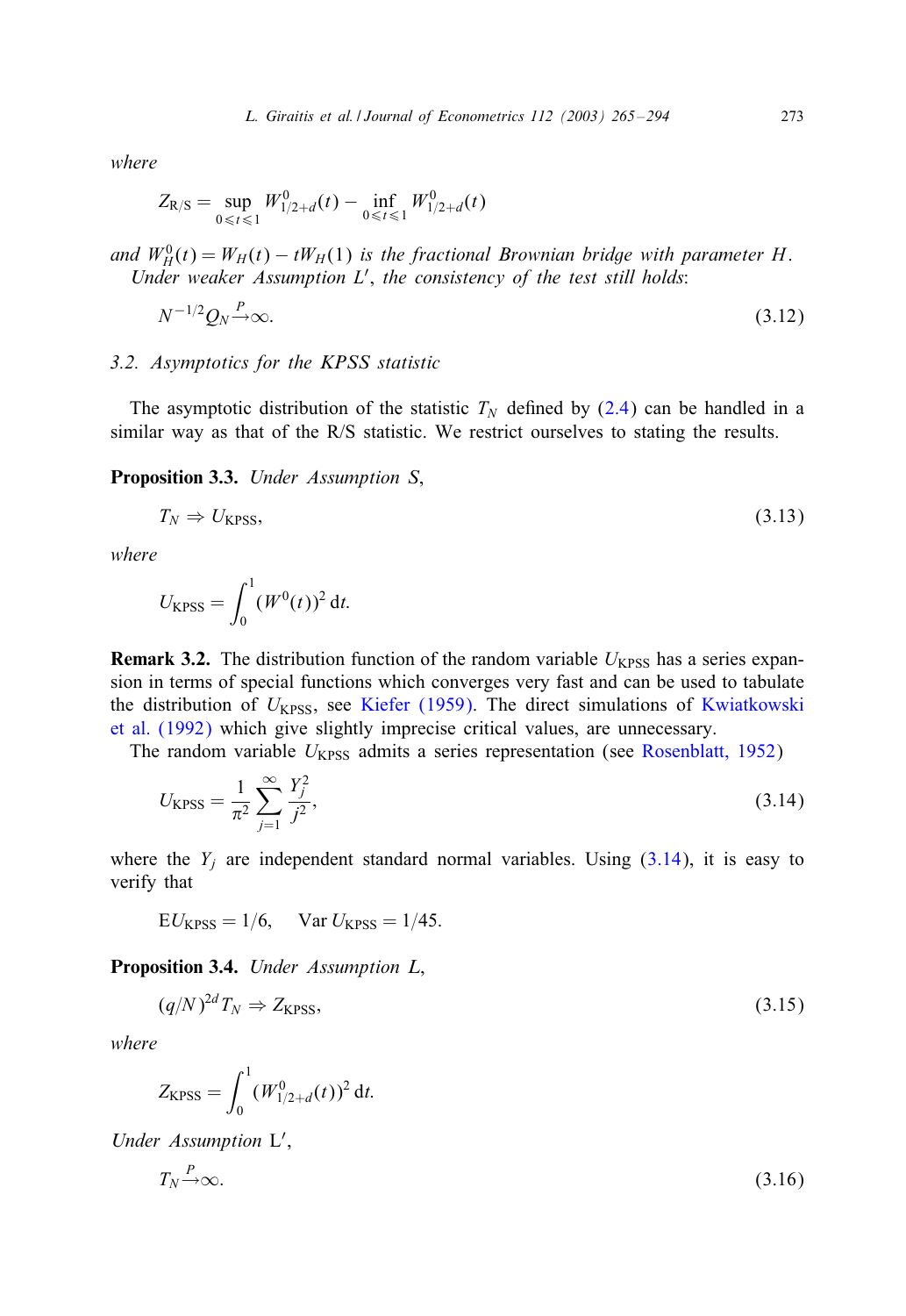*where*

$$Z_{\mathrm{R/S}} = \sup_{0 \leqslant t \leqslant 1} W^0_{1/2+d}(t) - \inf_{0 \leqslant t \leqslant 1} W^0_{1/2+d}(t)$$

*and* $W^0_H(t) = W_H(t) - tW_H(1)$ *is the fractional Brownian bridge with parameter* $H$.

*Under weaker Assumption* $L'$, *the consistency of the test still holds*:

$$N^{-1/2} Q_N \xrightarrow{P} \infty. \tag{3.12}$$

### 3.2. Asymptotics for the KPSS statistic

The asymptotic distribution of the statistic $T_N$ defined by (2.4) can be handled in a similar way as that of the R/S statistic. We restrict ourselves to stating the results.

**Proposition 3.3.** *Under Assumption S*,

$$T_N \Rightarrow U_{\mathrm{KPSS}}, \tag{3.13}$$

*where*

$$U_{\mathrm{KPSS}} = \int_0^1 (W^0(t))^2 \, \mathrm{d}t.$$

**Remark 3.2.** The distribution function of the random variable $U_{\mathrm{KPSS}}$ has a series expansion in terms of special functions which converges very fast and can be used to tabulate the distribution of $U_{\mathrm{KPSS}}$, see Kiefer (1959). The direct simulations of Kwiatkowski et al. (1992) which give slightly imprecise critical values, are unnecessary.

The random variable $U_{\mathrm{KPSS}}$ admits a series representation (see Rosenblatt, 1952)

$$U_{\mathrm{KPSS}} = \frac{1}{\pi^2} \sum_{j=1}^{\infty} \frac{Y_j^2}{j^2}, \tag{3.14}$$

where the $Y_j$ are independent standard normal variables. Using (3.14), it is easy to verify that

$$\mathrm{E}U_{\mathrm{KPSS}} = 1/6, \quad \mathrm{Var}\, U_{\mathrm{KPSS}} = 1/45.$$

**Proposition 3.4.** *Under Assumption L*,

$$(q/N)^{2d} T_N \Rightarrow Z_{\mathrm{KPSS}}, \tag{3.15}$$

*where*

$$Z_{\mathrm{KPSS}} = \int_0^1 (W^0_{1/2+d}(t))^2 \, \mathrm{d}t.$$

*Under Assumption* $\mathrm{L}'$,

$$T_N \xrightarrow{P} \infty. \tag{3.16}$$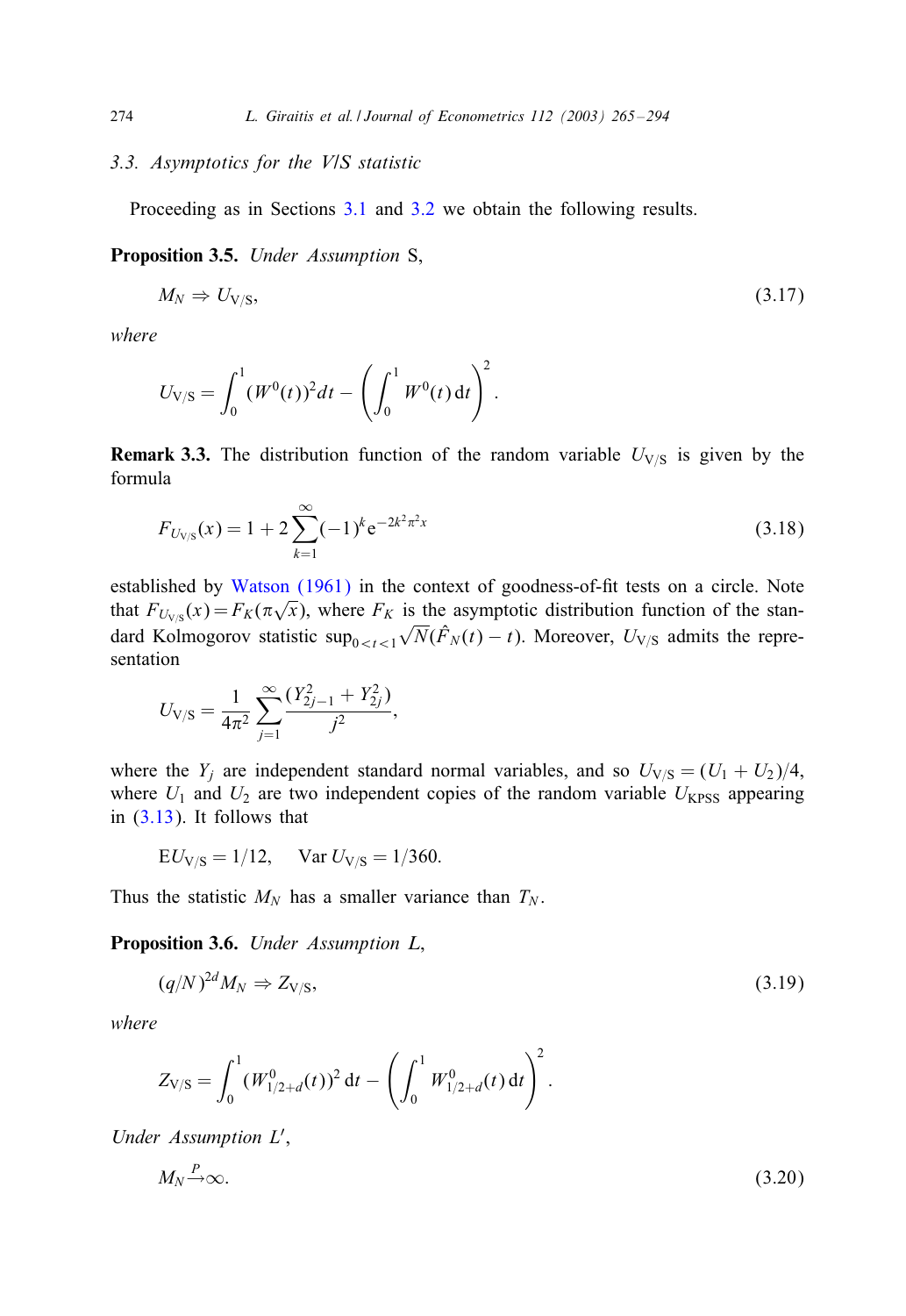### 3.3. Asymptotics for the V/S statistic

Proceeding as in Sections 3.1 and 3.2 we obtain the following results.

**Proposition 3.5.** *Under Assumption* S,

$$M_N \Rightarrow U_{\mathrm{V/S}}, \tag{3.17}$$

*where*

$$U_{\mathrm{V/S}} = \int_0^1 (W^0(t))^2 dt - \left( \int_0^1 W^0(t)\, \mathrm{d}t \right)^2.$$

**Remark 3.3.** The distribution function of the random variable $U_{\mathrm{V/S}}$ is given by the formula

$$F_{U_{\mathrm{V/S}}}(x) = 1 + 2 \sum_{k=1}^{\infty} (-1)^k \mathrm{e}^{-2k^2\pi^2 x} \tag{3.18}$$

established by Watson (1961) in the context of goodness-of-fit tests on a circle. Note that $F_{U_{\mathrm{V/S}}}(x) = F_K(\pi\sqrt{x})$, where $F_K$ is the asymptotic distribution function of the standard Kolmogorov statistic $\sup_{0<t<1} \sqrt{N}(\hat{F}_N(t) - t)$. Moreover, $U_{\mathrm{V/S}}$ admits the representation

$$U_{\mathrm{V/S}} = \frac{1}{4\pi^2} \sum_{j=1}^{\infty} \frac{(Y_{2j-1}^2 + Y_{2j}^2)}{j^2},$$

where the $Y_j$ are independent standard normal variables, and so $U_{\mathrm{V/S}} = (U_1 + U_2)/4$, where $U_1$ and $U_2$ are two independent copies of the random variable $U_{\mathrm{KPSS}}$ appearing in (3.13). It follows that

$$\mathrm{E}U_{\mathrm{V/S}} = 1/12, \qquad \mathrm{Var}\, U_{\mathrm{V/S}} = 1/360.$$

Thus the statistic $M_N$ has a smaller variance than $T_N$.

**Proposition 3.6.** *Under Assumption L*,

$$(q/N)^{2d} M_N \Rightarrow Z_{\mathrm{V/S}}, \tag{3.19}$$

*where*

$$Z_{\mathrm{V/S}} = \int_0^1 (W_{1/2+d}^0(t))^2\, \mathrm{d}t - \left( \int_0^1 W_{1/2+d}^0(t)\, \mathrm{d}t \right)^2.$$

*Under Assumption L'*,

$$M_N \xrightarrow{P} \infty. \tag{3.20}$$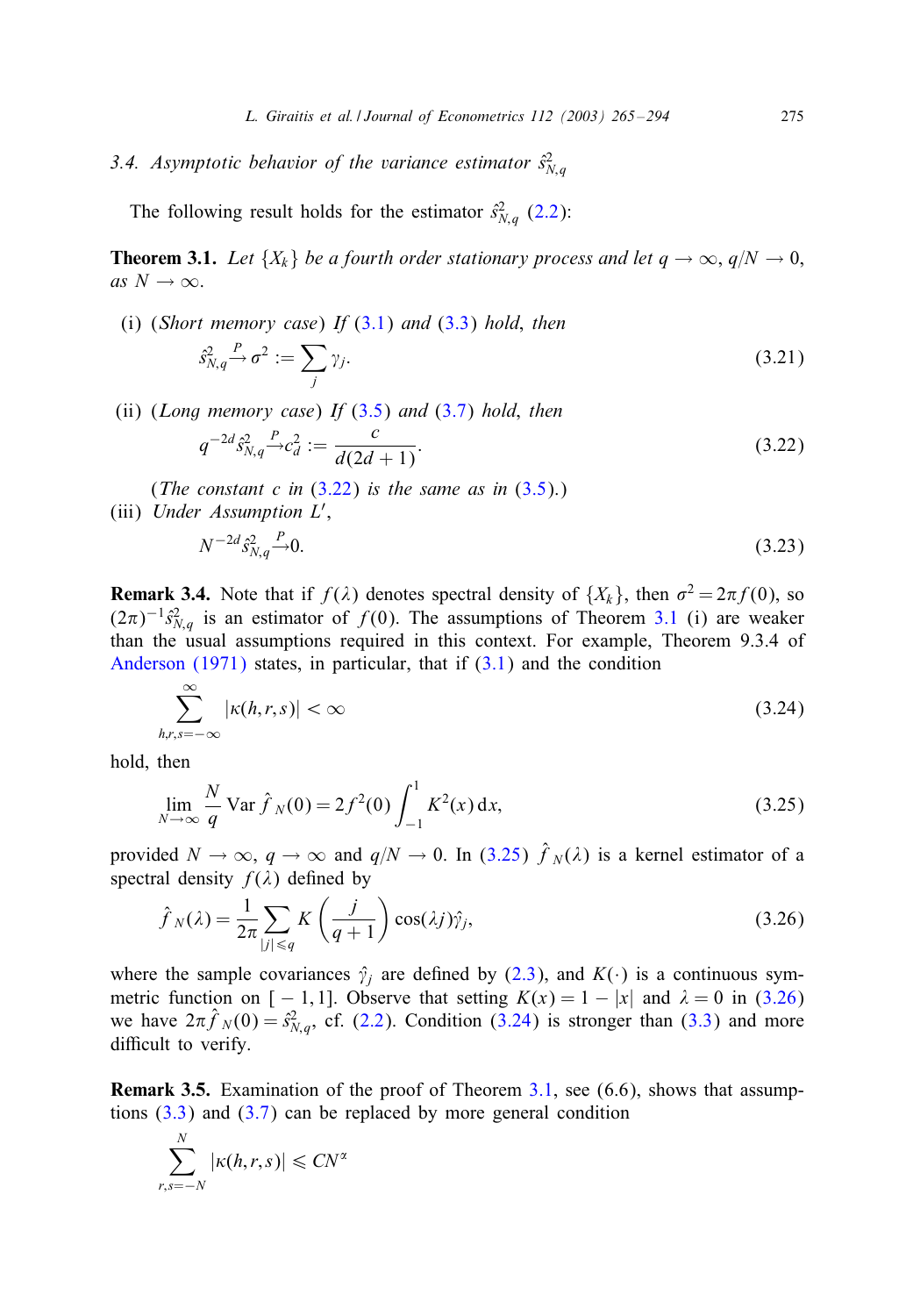### 3.4. *Asymptotic behavior of the variance estimator* $\hat{s}^2_{N,q}$

The following result holds for the estimator $\hat{s}^2_{N,q}$ (2.2):

**Theorem 3.1.** *Let* $\{X_k\}$ *be a fourth order stationary process and let* $q \to \infty$, $q/N \to 0$, *as* $N \to \infty$.

(i) (*Short memory case*) *If* (3.1) *and* (3.3) *hold, then*

$$\hat{s}^2_{N,q} \xrightarrow{P} \sigma^2 := \sum_j \gamma_j. \tag{3.21}$$

(ii) (*Long memory case*) *If* (3.5) *and* (3.7) *hold, then*

$$q^{-2d}\hat{s}^2_{N,q} \xrightarrow{P} c_d^2 := \frac{c}{d(2d+1)}. \tag{3.22}$$

(*The constant* $c$ *in* (3.22) *is the same as in* (3.5).)

(iii) *Under Assumption* $L'$,

$$N^{-2d}\hat{s}^2_{N,q} \xrightarrow{P} 0. \tag{3.23}$$

**Remark 3.4.** Note that if $f(\lambda)$ denotes spectral density of $\{X_k\}$, then $\sigma^2 = 2\pi f(0)$, so $(2\pi)^{-1}\hat{s}^2_{N,q}$ is an estimator of $f(0)$. The assumptions of Theorem 3.1 (i) are weaker than the usual assumptions required in this context. For example, Theorem 9.3.4 of Anderson (1971) states, in particular, that if (3.1) and the condition

$$\sum_{h,r,s=-\infty}^{\infty} |\kappa(h,r,s)| < \infty \tag{3.24}$$

hold, then

$$\lim_{N\to\infty} \frac{N}{q} \operatorname{Var} \hat{f}_N(0) = 2f^2(0)\int_{-1}^{1} K^2(x)\,\mathrm{d}x, \tag{3.25}$$

provided $N \to \infty$, $q \to \infty$ and $q/N \to 0$. In (3.25) $\hat{f}_N(\lambda)$ is a kernel estimator of a spectral density $f(\lambda)$ defined by

$$\hat{f}_N(\lambda) = \frac{1}{2\pi}\sum_{|j|\leqslant q} K\left(\frac{j}{q+1}\right)\cos(\lambda j)\hat{\gamma}_j, \tag{3.26}$$

where the sample covariances $\hat{\gamma}_j$ are defined by (2.3), and $K(\cdot)$ is a continuous symmetric function on $[-1,1]$. Observe that setting $K(x) = 1 - |x|$ and $\lambda = 0$ in (3.26) we have $2\pi\hat{f}_N(0) = \hat{s}^2_{N,q}$, cf. (2.2). Condition (3.24) is stronger than (3.3) and more difficult to verify.

**Remark 3.5.** Examination of the proof of Theorem 3.1, see (6.6), shows that assumptions (3.3) and (3.7) can be replaced by more general condition

$$\sum_{r,s=-N}^{N} |\kappa(h,r,s)| \leqslant CN^{\alpha}$$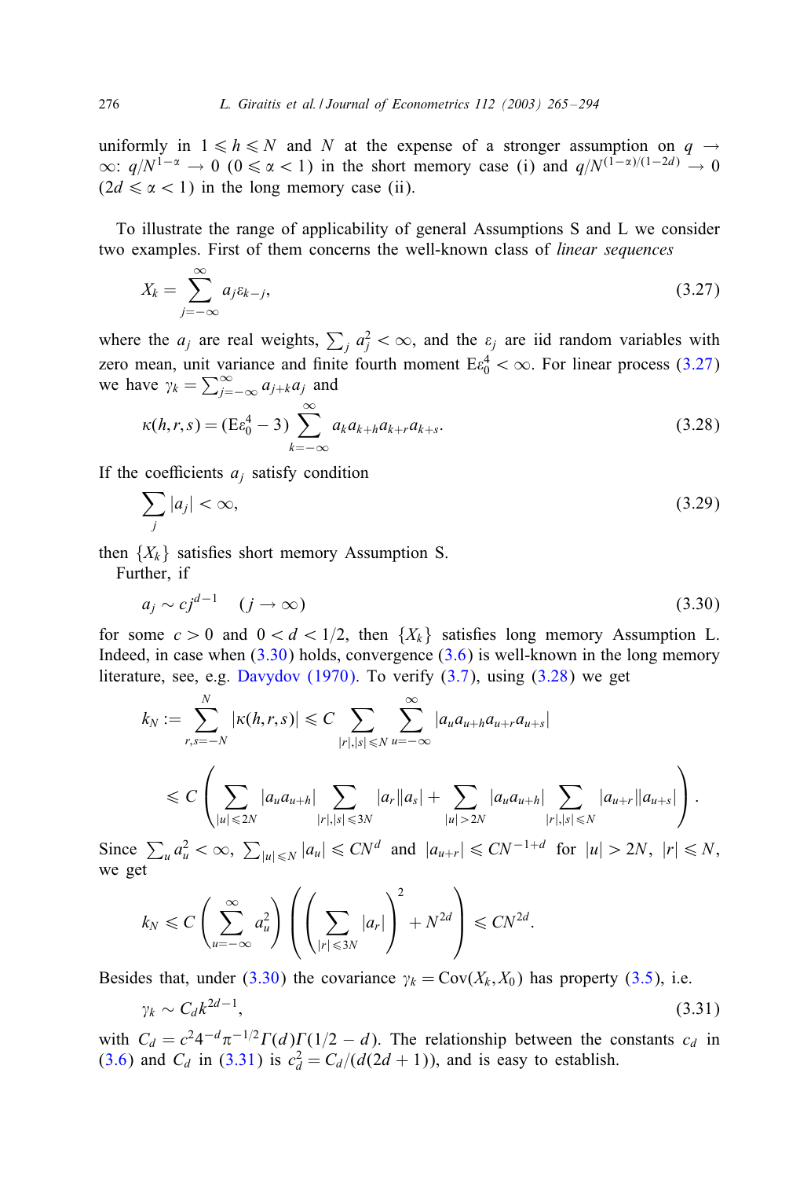uniformly in $1 \leqslant h \leqslant N$ and $N$ at the expense of a stronger assumption on $q \to \infty$: $q/N^{1-\alpha} \to 0$ $(0 \leqslant \alpha < 1)$ in the short memory case (i) and $q/N^{(1-\alpha)/(1-2d)} \to 0$ $(2d \leqslant \alpha < 1)$ in the long memory case (ii).

To illustrate the range of applicability of general Assumptions S and L we consider two examples. First of them concerns the well-known class of *linear sequences*

$$X_k = \sum_{j=-\infty}^{\infty} a_j \varepsilon_{k-j}, \tag{3.27}$$

where the $a_j$ are real weights, $\sum_j a_j^2 < \infty$, and the $\varepsilon_j$ are iid random variables with zero mean, unit variance and finite fourth moment $\mathrm{E}\varepsilon_0^4 < \infty$. For linear process (3.27) we have $\gamma_k = \sum_{j=-\infty}^{\infty} a_{j+k} a_j$ and

$$\kappa(h,r,s) = (\mathrm{E}\varepsilon_0^4 - 3) \sum_{k=-\infty}^{\infty} a_k a_{k+h} a_{k+r} a_{k+s}. \tag{3.28}$$

If the coefficients $a_j$ satisfy condition

$$\sum_j |a_j| < \infty, \tag{3.29}$$

then $\{X_k\}$ satisfies short memory Assumption S.

Further, if

$$a_j \sim c j^{d-1} \quad (j \to \infty) \tag{3.30}$$

for some $c > 0$ and $0 < d < 1/2$, then $\{X_k\}$ satisfies long memory Assumption L. Indeed, in case when (3.30) holds, convergence (3.6) is well-known in the long memory literature, see, e.g. Davydov (1970). To verify (3.7), using (3.28) we get

$$k_N := \sum_{r,s=-N}^{N} |\kappa(h,r,s)| \leqslant C \sum_{|r|,|s| \leqslant N} \sum_{u=-\infty}^{\infty} |a_u a_{u+h} a_{u+r} a_{u+s}|$$

$$\leqslant C \left( \sum_{|u| \leqslant 2N} |a_u a_{u+h}| \sum_{|r|,|s| \leqslant 3N} |a_r||a_s| + \sum_{|u| > 2N} |a_u a_{u+h}| \sum_{|r|,|s| \leqslant N} |a_{u+r}||a_{u+s}| \right).$$

Since $\sum_u a_u^2 < \infty$, $\sum_{|u| \leqslant N} |a_u| \leqslant C N^d$ and $|a_{u+r}| \leqslant C N^{-1+d}$ for $|u| > 2N$, $|r| \leqslant N$, we get

$$k_N \leqslant C \left( \sum_{u=-\infty}^{\infty} a_u^2 \right) \left( \left( \sum_{|r| \leqslant 3N} |a_r| \right)^2 + N^{2d} \right) \leqslant C N^{2d}.$$

Besides that, under (3.30) the covariance $\gamma_k = \mathrm{Cov}(X_k, X_0)$ has property (3.5), i.e.

$$\gamma_k \sim C_d k^{2d-1}, \tag{3.31}$$

with $C_d = c^2 4^{-d} \pi^{-1/2} \Gamma(d) \Gamma(1/2 - d)$. The relationship between the constants $c_d$ in (3.6) and $C_d$ in (3.31) is $c_d^2 = C_d/(d(2d+1))$, and is easy to establish.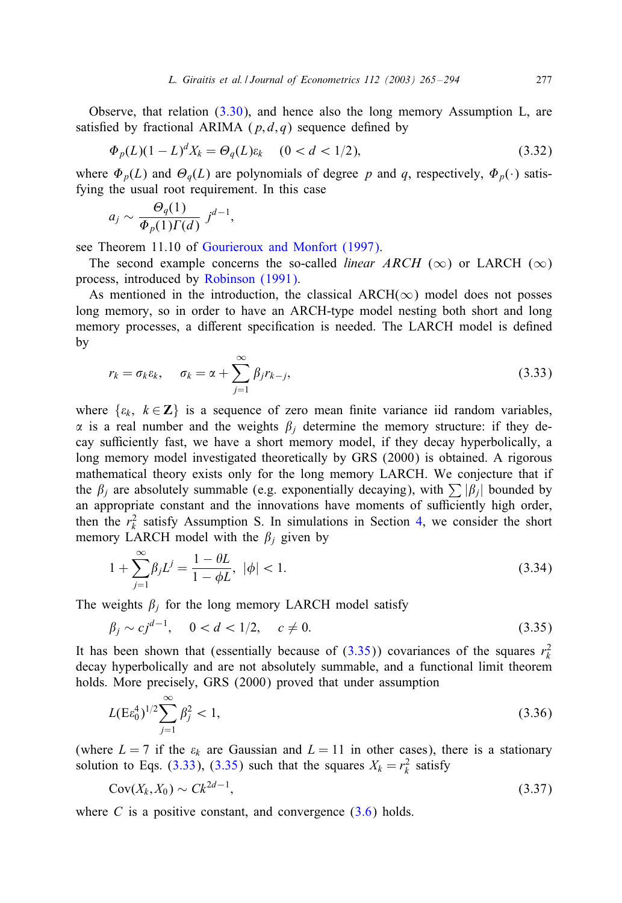Observe, that relation (3.30), and hence also the long memory Assumption L, are satisfied by fractional ARIMA $(p,d,q)$ sequence defined by

$$\Phi_p(L)(1-L)^d X_k = \Theta_q(L)\varepsilon_k \quad (0 < d < 1/2), \tag{3.32}$$

where $\Phi_p(L)$ and $\Theta_q(L)$ are polynomials of degree $p$ and $q$, respectively, $\Phi_p(\cdot)$ satisfying the usual root requirement. In this case

$$a_j \sim \frac{\Theta_q(1)}{\Phi_p(1)\Gamma(d)}\, j^{d-1},$$

see Theorem 11.10 of Gourieroux and Monfort (1997).

The second example concerns the so-called *linear ARCH* $(\infty)$ or LARCH $(\infty)$ process, introduced by Robinson (1991).

As mentioned in the introduction, the classical ARCH$(\infty)$ model does not posses long memory, so in order to have an ARCH-type model nesting both short and long memory processes, a different specification is needed. The LARCH model is defined by

$$r_k = \sigma_k \varepsilon_k, \quad \sigma_k = \alpha + \sum_{j=1}^{\infty} \beta_j r_{k-j}, \tag{3.33}$$

where $\{\varepsilon_k,\ k \in \mathbf{Z}\}$ is a sequence of zero mean finite variance iid random variables, $\alpha$ is a real number and the weights $\beta_j$ determine the memory structure: if they decay sufficiently fast, we have a short memory model, if they decay hyperbolically, a long memory model investigated theoretically by GRS (2000) is obtained. A rigorous mathematical theory exists only for the long memory LARCH. We conjecture that if the $\beta_j$ are absolutely summable (e.g. exponentially decaying), with $\sum |\beta_j|$ bounded by an appropriate constant and the innovations have moments of sufficiently high order, then the $r_k^2$ satisfy Assumption S. In simulations in Section 4, we consider the short memory LARCH model with the $\beta_j$ given by

$$1 + \sum_{j=1}^{\infty} \beta_j L^j = \frac{1-\theta L}{1-\phi L}, \ |\phi| < 1. \tag{3.34}$$

The weights $\beta_j$ for the long memory LARCH model satisfy

$$\beta_j \sim c j^{d-1}, \quad 0 < d < 1/2, \quad c \neq 0. \tag{3.35}$$

It has been shown that (essentially because of (3.35)) covariances of the squares $r_k^2$ decay hyperbolically and are not absolutely summable, and a functional limit theorem holds. More precisely, GRS (2000) proved that under assumption

$$L(\mathrm{E}\varepsilon_0^4)^{1/2} \sum_{j=1}^{\infty} \beta_j^2 < 1, \tag{3.36}$$

(where $L = 7$ if the $\varepsilon_k$ are Gaussian and $L = 11$ in other cases), there is a stationary solution to Eqs. (3.33), (3.35) such that the squares $X_k = r_k^2$ satisfy

$$\mathrm{Cov}(X_k, X_0) \sim C k^{2d-1}, \tag{3.37}$$

where $C$ is a positive constant, and convergence (3.6) holds.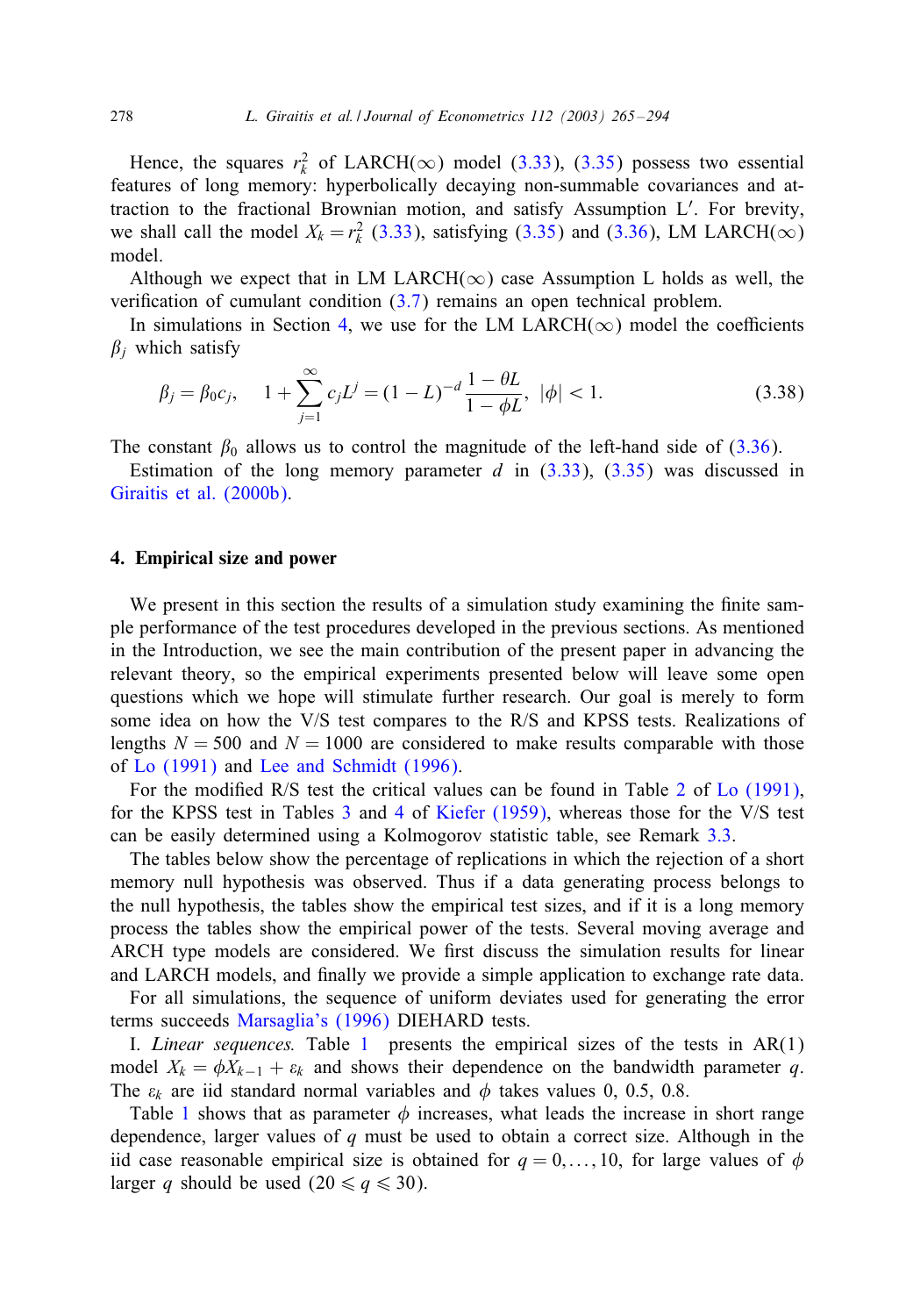Hence, the squares $r_k^2$ of LARCH($\infty$) model (3.33), (3.35) possess two essential features of long memory: hyperbolically decaying non-summable covariances and attraction to the fractional Brownian motion, and satisfy Assumption L′. For brevity, we shall call the model $X_k = r_k^2$ (3.33), satisfying (3.35) and (3.36), LM LARCH($\infty$) model.

Although we expect that in LM LARCH($\infty$) case Assumption L holds as well, the verification of cumulant condition (3.7) remains an open technical problem.

In simulations in Section 4, we use for the LM LARCH($\infty$) model the coefficients $\beta_j$ which satisfy

$$\beta_j = \beta_0 c_j, \quad 1 + \sum_{j=1}^{\infty} c_j L^j = (1-L)^{-d} \frac{1-\theta L}{1-\phi L}, \ |\phi| < 1. \tag{3.38}$$

The constant $\beta_0$ allows us to control the magnitude of the left-hand side of (3.36).

Estimation of the long memory parameter $d$ in (3.33), (3.35) was discussed in Giraitis et al. (2000b).

## 4. Empirical size and power

We present in this section the results of a simulation study examining the finite sample performance of the test procedures developed in the previous sections. As mentioned in the Introduction, we see the main contribution of the present paper in advancing the relevant theory, so the empirical experiments presented below will leave some open questions which we hope will stimulate further research. Our goal is merely to form some idea on how the V/S test compares to the R/S and KPSS tests. Realizations of lengths $N = 500$ and $N = 1000$ are considered to make results comparable with those of Lo (1991) and Lee and Schmidt (1996).

For the modified R/S test the critical values can be found in Table 2 of Lo (1991), for the KPSS test in Tables 3 and 4 of Kiefer (1959), whereas those for the V/S test can be easily determined using a Kolmogorov statistic table, see Remark 3.3.

The tables below show the percentage of replications in which the rejection of a short memory null hypothesis was observed. Thus if a data generating process belongs to the null hypothesis, the tables show the empirical test sizes, and if it is a long memory process the tables show the empirical power of the tests. Several moving average and ARCH type models are considered. We first discuss the simulation results for linear and LARCH models, and finally we provide a simple application to exchange rate data.

For all simulations, the sequence of uniform deviates used for generating the error terms succeeds Marsaglia's (1996) DIEHARD tests.

I. *Linear sequences.* Table 1 presents the empirical sizes of the tests in AR(1) model $X_k = \phi X_{k-1} + \varepsilon_k$ and shows their dependence on the bandwidth parameter $q$. The $\varepsilon_k$ are iid standard normal variables and $\phi$ takes values 0, 0.5, 0.8.

Table 1 shows that as parameter $\phi$ increases, what leads the increase in short range dependence, larger values of $q$ must be used to obtain a correct size. Although in the iid case reasonable empirical size is obtained for $q = 0, \ldots, 10$, for large values of $\phi$ larger $q$ should be used ($20 \leqslant q \leqslant 30$).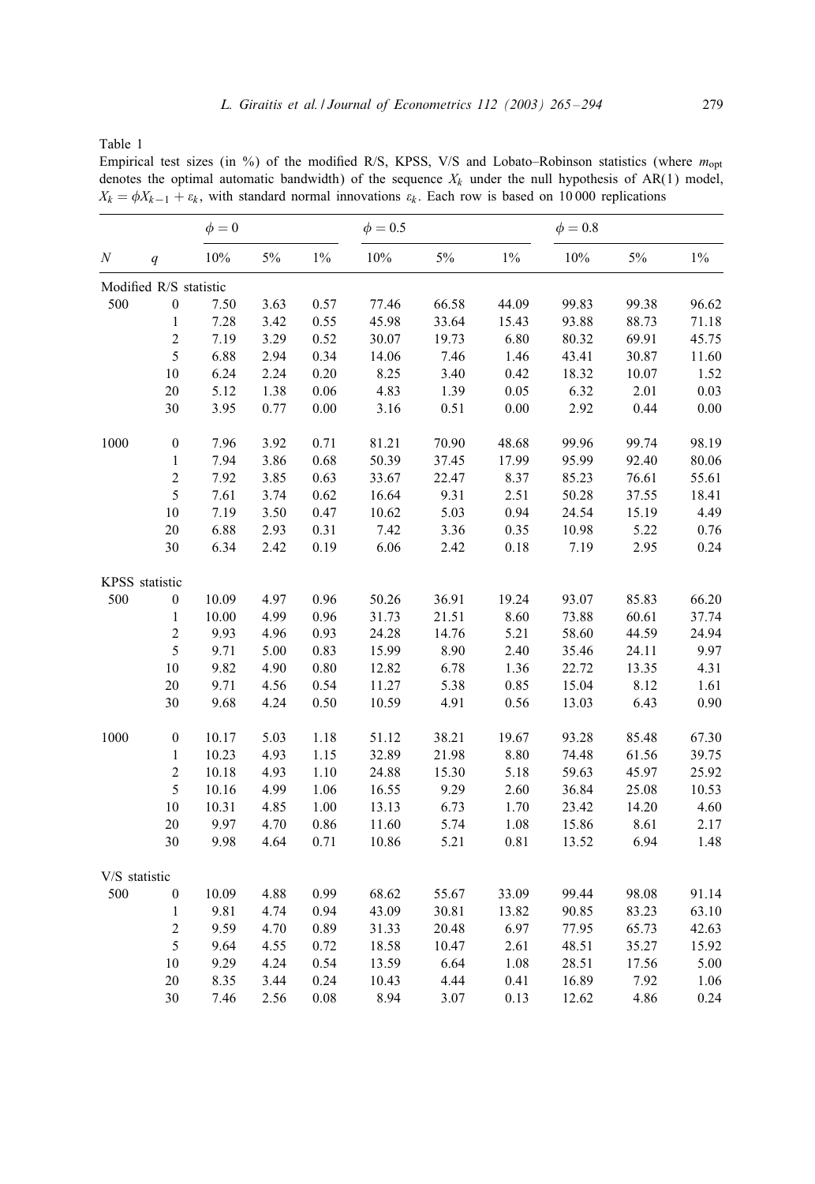Table 1

Empirical test sizes (in %) of the modified R/S, KPSS, V/S and Lobato–Robinson statistics (where $m_{\text{opt}}$ denotes the optimal automatic bandwidth) of the sequence $X_k$ under the null hypothesis of AR(1) model, $X_k = \phi X_{k-1} + \varepsilon_k$, with standard normal innovations $\varepsilon_k$. Each row is based on 10 000 replications

| | | $\phi = 0$ | | | $\phi = 0.5$ | | | $\phi = 0.8$ | | |
|---|---|---|---|---|---|---|---|---|---|---|
| $N$ | $q$ | 10% | 5% | 1% | 10% | 5% | 1% | 10% | 5% | 1% |
| Modified R/S statistic | | | | | | | | | | |
| 500 | 0 | 7.50 | 3.63 | 0.57 | 77.46 | 66.58 | 44.09 | 99.83 | 99.38 | 96.62 |
| | 1 | 7.28 | 3.42 | 0.55 | 45.98 | 33.64 | 15.43 | 93.88 | 88.73 | 71.18 |
| | 2 | 7.19 | 3.29 | 0.52 | 30.07 | 19.73 | 6.80 | 80.32 | 69.91 | 45.75 |
| | 5 | 6.88 | 2.94 | 0.34 | 14.06 | 7.46 | 1.46 | 43.41 | 30.87 | 11.60 |
| | 10 | 6.24 | 2.24 | 0.20 | 8.25 | 3.40 | 0.42 | 18.32 | 10.07 | 1.52 |
| | 20 | 5.12 | 1.38 | 0.06 | 4.83 | 1.39 | 0.05 | 6.32 | 2.01 | 0.03 |
| | 30 | 3.95 | 0.77 | 0.00 | 3.16 | 0.51 | 0.00 | 2.92 | 0.44 | 0.00 |
| 1000 | 0 | 7.96 | 3.92 | 0.71 | 81.21 | 70.90 | 48.68 | 99.96 | 99.74 | 98.19 |
| | 1 | 7.94 | 3.86 | 0.68 | 50.39 | 37.45 | 17.99 | 95.99 | 92.40 | 80.06 |
| | 2 | 7.92 | 3.85 | 0.63 | 33.67 | 22.47 | 8.37 | 85.23 | 76.61 | 55.61 |
| | 5 | 7.61 | 3.74 | 0.62 | 16.64 | 9.31 | 2.51 | 50.28 | 37.55 | 18.41 |
| | 10 | 7.19 | 3.50 | 0.47 | 10.62 | 5.03 | 0.94 | 24.54 | 15.19 | 4.49 |
| | 20 | 6.88 | 2.93 | 0.31 | 7.42 | 3.36 | 0.35 | 10.98 | 5.22 | 0.76 |
| | 30 | 6.34 | 2.42 | 0.19 | 6.06 | 2.42 | 0.18 | 7.19 | 2.95 | 0.24 |
| KPSS statistic | | | | | | | | | | |
| 500 | 0 | 10.09 | 4.97 | 0.96 | 50.26 | 36.91 | 19.24 | 93.07 | 85.83 | 66.20 |
| | 1 | 10.00 | 4.99 | 0.96 | 31.73 | 21.51 | 8.60 | 73.88 | 60.61 | 37.74 |
| | 2 | 9.93 | 4.96 | 0.93 | 24.28 | 14.76 | 5.21 | 58.60 | 44.59 | 24.94 |
| | 5 | 9.71 | 5.00 | 0.83 | 15.99 | 8.90 | 2.40 | 35.46 | 24.11 | 9.97 |
| | 10 | 9.82 | 4.90 | 0.80 | 12.82 | 6.78 | 1.36 | 22.72 | 13.35 | 4.31 |
| | 20 | 9.71 | 4.56 | 0.54 | 11.27 | 5.38 | 0.85 | 15.04 | 8.12 | 1.61 |
| | 30 | 9.68 | 4.24 | 0.50 | 10.59 | 4.91 | 0.56 | 13.03 | 6.43 | 0.90 |
| 1000 | 0 | 10.17 | 5.03 | 1.18 | 51.12 | 38.21 | 19.67 | 93.28 | 85.48 | 67.30 |
| | 1 | 10.23 | 4.93 | 1.15 | 32.89 | 21.98 | 8.80 | 74.48 | 61.56 | 39.75 |
| | 2 | 10.18 | 4.93 | 1.10 | 24.88 | 15.30 | 5.18 | 59.63 | 45.97 | 25.92 |
| | 5 | 10.16 | 4.99 | 1.06 | 16.55 | 9.29 | 2.60 | 36.84 | 25.08 | 10.53 |
| | 10 | 10.31 | 4.85 | 1.00 | 13.13 | 6.73 | 1.70 | 23.42 | 14.20 | 4.60 |
| | 20 | 9.97 | 4.70 | 0.86 | 11.60 | 5.74 | 1.08 | 15.86 | 8.61 | 2.17 |
| | 30 | 9.98 | 4.64 | 0.71 | 10.86 | 5.21 | 0.81 | 13.52 | 6.94 | 1.48 |
| V/S statistic | | | | | | | | | | |
| 500 | 0 | 10.09 | 4.88 | 0.99 | 68.62 | 55.67 | 33.09 | 99.44 | 98.08 | 91.14 |
| | 1 | 9.81 | 4.74 | 0.94 | 43.09 | 30.81 | 13.82 | 90.85 | 83.23 | 63.10 |
| | 2 | 9.59 | 4.70 | 0.89 | 31.33 | 20.48 | 6.97 | 77.95 | 65.73 | 42.63 |
| | 5 | 9.64 | 4.55 | 0.72 | 18.58 | 10.47 | 2.61 | 48.51 | 35.27 | 15.92 |
| | 10 | 9.29 | 4.24 | 0.54 | 13.59 | 6.64 | 1.08 | 28.51 | 17.56 | 5.00 |
| | 20 | 8.35 | 3.44 | 0.24 | 10.43 | 4.44 | 0.41 | 16.89 | 7.92 | 1.06 |
| | 30 | 7.46 | 2.56 | 0.08 | 8.94 | 3.07 | 0.13 | 12.62 | 4.86 | 0.24 |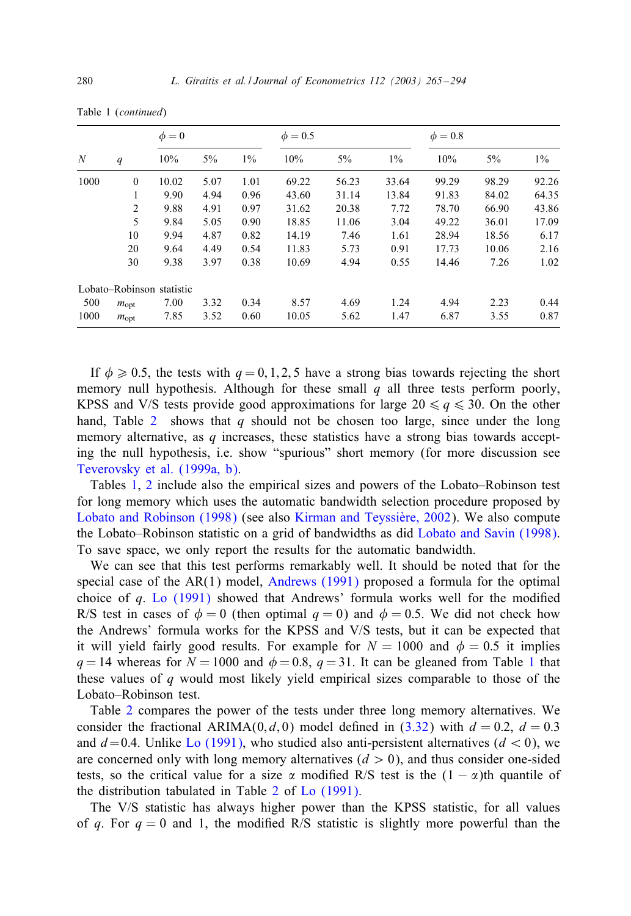Table 1 (*continued*)

| $N$ | $q$ | $\phi = 0$ | | | $\phi = 0.5$ | | | $\phi = 0.8$ | | |
|---|---|---|---|---|---|---|---|---|---|---|
| | | 10% | 5% | 1% | 10% | 5% | 1% | 10% | 5% | 1% |
| 1000 | 0 | 10.02 | 5.07 | 1.01 | 69.22 | 56.23 | 33.64 | 99.29 | 98.29 | 92.26 |
| | 1 | 9.90 | 4.94 | 0.96 | 43.60 | 31.14 | 13.84 | 91.83 | 84.02 | 64.35 |
| | 2 | 9.88 | 4.91 | 0.97 | 31.62 | 20.38 | 7.72 | 78.70 | 66.90 | 43.86 |
| | 5 | 9.84 | 5.05 | 0.90 | 18.85 | 11.06 | 3.04 | 49.22 | 36.01 | 17.09 |
| | 10 | 9.94 | 4.87 | 0.82 | 14.19 | 7.46 | 1.61 | 28.94 | 18.56 | 6.17 |
| | 20 | 9.64 | 4.49 | 0.54 | 11.83 | 5.73 | 0.91 | 17.73 | 10.06 | 2.16 |
| | 30 | 9.38 | 3.97 | 0.38 | 10.69 | 4.94 | 0.55 | 14.46 | 7.26 | 1.02 |
| Lobato–Robinson statistic | | | | | | | | | | |
| 500 | $m_{\text{opt}}$ | 7.00 | 3.32 | 0.34 | 8.57 | 4.69 | 1.24 | 4.94 | 2.23 | 0.44 |
| 1000 | $m_{\text{opt}}$ | 7.85 | 3.52 | 0.60 | 10.05 | 5.62 | 1.47 | 6.87 | 3.55 | 0.87 |

If $\phi \geqslant 0.5$, the tests with $q = 0, 1, 2, 5$ have a strong bias towards rejecting the short memory null hypothesis. Although for these small $q$ all three tests perform poorly, KPSS and V/S tests provide good approximations for large $20 \leqslant q \leqslant 30$. On the other hand, Table 2 shows that $q$ should not be chosen too large, since under the long memory alternative, as $q$ increases, these statistics have a strong bias towards accepting the null hypothesis, i.e. show "spurious" short memory (for more discussion see Teverovsky et al. (1999a, b).

Tables 1, 2 include also the empirical sizes and powers of the Lobato–Robinson test for long memory which uses the automatic bandwidth selection procedure proposed by Lobato and Robinson (1998) (see also Kirman and Teyssière, 2002). We also compute the Lobato–Robinson statistic on a grid of bandwidths as did Lobato and Savin (1998). To save space, we only report the results for the automatic bandwidth.

We can see that this test performs remarkably well. It should be noted that for the special case of the AR(1) model, Andrews (1991) proposed a formula for the optimal choice of $q$. Lo (1991) showed that Andrews' formula works well for the modified R/S test in cases of $\phi = 0$ (then optimal $q = 0$) and $\phi = 0.5$. We did not check how the Andrews' formula works for the KPSS and V/S tests, but it can be expected that it will yield fairly good results. For example for $N = 1000$ and $\phi = 0.5$ it implies $q = 14$ whereas for $N = 1000$ and $\phi = 0.8$, $q = 31$. It can be gleaned from Table 1 that these values of $q$ would most likely yield empirical sizes comparable to those of the Lobato–Robinson test.

Table 2 compares the power of the tests under three long memory alternatives. We consider the fractional ARIMA$(0, d, 0)$ model defined in (3.32) with $d = 0.2$, $d = 0.3$ and $d = 0.4$. Unlike Lo (1991), who studied also anti-persistent alternatives ($d < 0$), we are concerned only with long memory alternatives ($d > 0$), and thus consider one-sided tests, so the critical value for a size $\alpha$ modified R/S test is the $(1 - \alpha)$th quantile of the distribution tabulated in Table 2 of Lo (1991).

The V/S statistic has always higher power than the KPSS statistic, for all values of $q$. For $q = 0$ and 1, the modified R/S statistic is slightly more powerful than the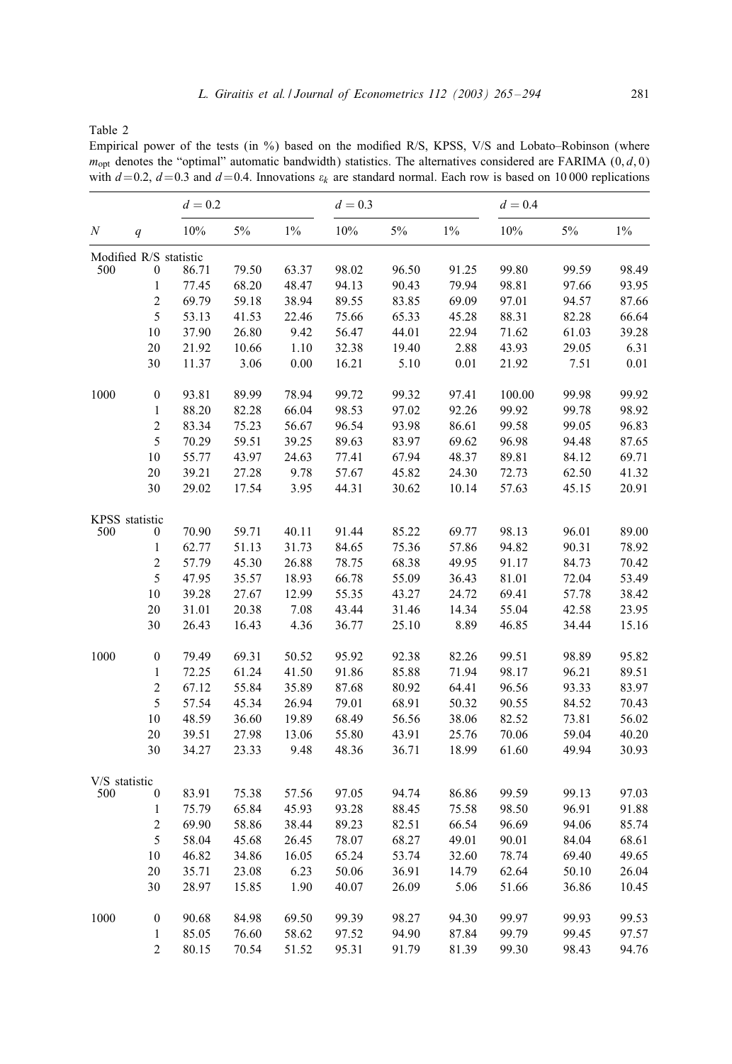Table 2

Empirical power of the tests (in %) based on the modified R/S, KPSS, V/S and Lobato–Robinson (where $m_{\text{opt}}$ denotes the "optimal" automatic bandwidth) statistics. The alternatives considered are FARIMA $(0, d, 0)$ with $d = 0.2$, $d = 0.3$ and $d = 0.4$. Innovations $\varepsilon_k$ are standard normal. Each row is based on 10 000 replications

| | | $d = 0.2$ | | | $d = 0.3$ | | | $d = 0.4$ | | |
|---|---|---|---|---|---|---|---|---|---|---|
| $N$ | $q$ | 10% | 5% | 1% | 10% | 5% | 1% | 10% | 5% | 1% |
| Modified R/S statistic | | | | | | | | | | |
| 500 | 0 | 86.71 | 79.50 | 63.37 | 98.02 | 96.50 | 91.25 | 99.80 | 99.59 | 98.49 |
| | 1 | 77.45 | 68.20 | 48.47 | 94.13 | 90.43 | 79.94 | 98.81 | 97.66 | 93.95 |
| | 2 | 69.79 | 59.18 | 38.94 | 89.55 | 83.85 | 69.09 | 97.01 | 94.57 | 87.66 |
| | 5 | 53.13 | 41.53 | 22.46 | 75.66 | 65.33 | 45.28 | 88.31 | 82.28 | 66.64 |
| | 10 | 37.90 | 26.80 | 9.42 | 56.47 | 44.01 | 22.94 | 71.62 | 61.03 | 39.28 |
| | 20 | 21.92 | 10.66 | 1.10 | 32.38 | 19.40 | 2.88 | 43.93 | 29.05 | 6.31 |
| | 30 | 11.37 | 3.06 | 0.00 | 16.21 | 5.10 | 0.01 | 21.92 | 7.51 | 0.01 |
| 1000 | 0 | 93.81 | 89.99 | 78.94 | 99.72 | 99.32 | 97.41 | 100.00 | 99.98 | 99.92 |
| | 1 | 88.20 | 82.28 | 66.04 | 98.53 | 97.02 | 92.26 | 99.92 | 99.78 | 98.92 |
| | 2 | 83.34 | 75.23 | 56.67 | 96.54 | 93.98 | 86.61 | 99.58 | 99.05 | 96.83 |
| | 5 | 70.29 | 59.51 | 39.25 | 89.63 | 83.97 | 69.62 | 96.98 | 94.48 | 87.65 |
| | 10 | 55.77 | 43.97 | 24.63 | 77.41 | 67.94 | 48.37 | 89.81 | 84.12 | 69.71 |
| | 20 | 39.21 | 27.28 | 9.78 | 57.67 | 45.82 | 24.30 | 72.73 | 62.50 | 41.32 |
| | 30 | 29.02 | 17.54 | 3.95 | 44.31 | 30.62 | 10.14 | 57.63 | 45.15 | 20.91 |
| KPSS statistic | | | | | | | | | | |
| 500 | 0 | 70.90 | 59.71 | 40.11 | 91.44 | 85.22 | 69.77 | 98.13 | 96.01 | 89.00 |
| | 1 | 62.77 | 51.13 | 31.73 | 84.65 | 75.36 | 57.86 | 94.82 | 90.31 | 78.92 |
| | 2 | 57.79 | 45.30 | 26.88 | 78.75 | 68.38 | 49.95 | 91.17 | 84.73 | 70.42 |
| | 5 | 47.95 | 35.57 | 18.93 | 66.78 | 55.09 | 36.43 | 81.01 | 72.04 | 53.49 |
| | 10 | 39.28 | 27.67 | 12.99 | 55.35 | 43.27 | 24.72 | 69.41 | 57.78 | 38.42 |
| | 20 | 31.01 | 20.38 | 7.08 | 43.44 | 31.46 | 14.34 | 55.04 | 42.58 | 23.95 |
| | 30 | 26.43 | 16.43 | 4.36 | 36.77 | 25.10 | 8.89 | 46.85 | 34.44 | 15.16 |
| 1000 | 0 | 79.49 | 69.31 | 50.52 | 95.92 | 92.38 | 82.26 | 99.51 | 98.89 | 95.82 |
| | 1 | 72.25 | 61.24 | 41.50 | 91.86 | 85.88 | 71.94 | 98.17 | 96.21 | 89.51 |
| | 2 | 67.12 | 55.84 | 35.89 | 87.68 | 80.92 | 64.41 | 96.56 | 93.33 | 83.97 |
| | 5 | 57.54 | 45.34 | 26.94 | 79.01 | 68.91 | 50.32 | 90.55 | 84.52 | 70.43 |
| | 10 | 48.59 | 36.60 | 19.89 | 68.49 | 56.56 | 38.06 | 82.52 | 73.81 | 56.02 |
| | 20 | 39.51 | 27.98 | 13.06 | 55.80 | 43.91 | 25.76 | 70.06 | 59.04 | 40.20 |
| | 30 | 34.27 | 23.33 | 9.48 | 48.36 | 36.71 | 18.99 | 61.60 | 49.94 | 30.93 |
| V/S statistic | | | | | | | | | | |
| 500 | 0 | 83.91 | 75.38 | 57.56 | 97.05 | 94.74 | 86.86 | 99.59 | 99.13 | 97.03 |
| | 1 | 75.79 | 65.84 | 45.93 | 93.28 | 88.45 | 75.58 | 98.50 | 96.91 | 91.88 |
| | 2 | 69.90 | 58.86 | 38.44 | 89.23 | 82.51 | 66.54 | 96.69 | 94.06 | 85.74 |
| | 5 | 58.04 | 45.68 | 26.45 | 78.07 | 68.27 | 49.01 | 90.01 | 84.04 | 68.61 |
| | 10 | 46.82 | 34.86 | 16.05 | 65.24 | 53.74 | 32.60 | 78.74 | 69.40 | 49.65 |
| | 20 | 35.71 | 23.08 | 6.23 | 50.06 | 36.91 | 14.79 | 62.64 | 50.10 | 26.04 |
| | 30 | 28.97 | 15.85 | 1.90 | 40.07 | 26.09 | 5.06 | 51.66 | 36.86 | 10.45 |
| 1000 | 0 | 90.68 | 84.98 | 69.50 | 99.39 | 98.27 | 94.30 | 99.97 | 99.93 | 99.53 |
| | 1 | 85.05 | 76.60 | 58.62 | 97.52 | 94.90 | 87.84 | 99.79 | 99.45 | 97.57 |
| | 2 | 80.15 | 70.54 | 51.52 | 95.31 | 91.79 | 81.39 | 99.30 | 98.43 | 94.76 |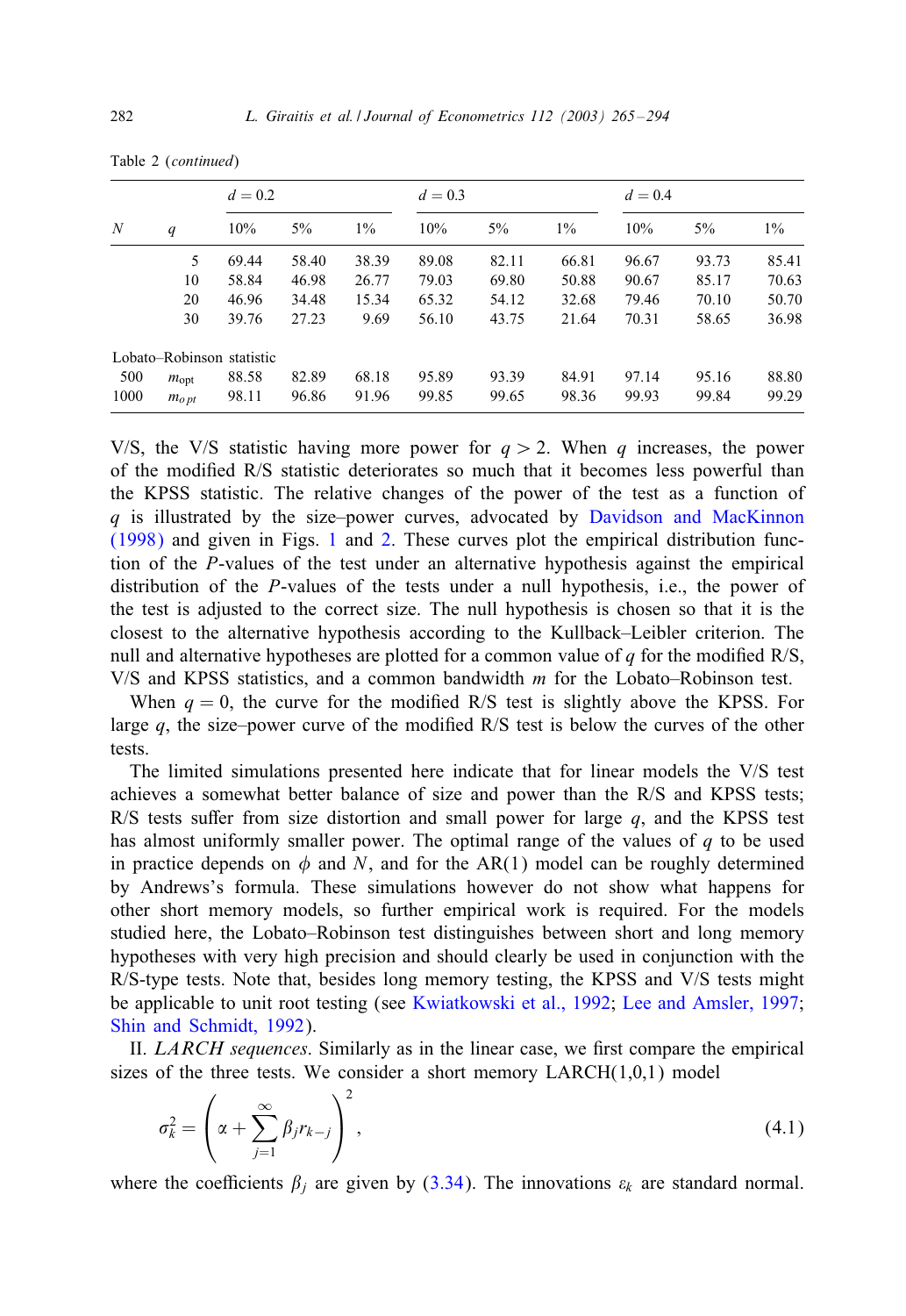Table 2 (*continued*)

| $N$ | $q$ | $d=0.2$ | | | $d=0.3$ | | | $d=0.4$ | | |
|---|---|---|---|---|---|---|---|---|---|---|
| | | 10% | 5% | 1% | 10% | 5% | 1% | 10% | 5% | 1% |
| | 5 | 69.44 | 58.40 | 38.39 | 89.08 | 82.11 | 66.81 | 96.67 | 93.73 | 85.41 |
| | 10 | 58.84 | 46.98 | 26.77 | 79.03 | 69.80 | 50.88 | 90.67 | 85.17 | 70.63 |
| | 20 | 46.96 | 34.48 | 15.34 | 65.32 | 54.12 | 32.68 | 79.46 | 70.10 | 50.70 |
| | 30 | 39.76 | 27.23 | 9.69 | 56.10 | 43.75 | 21.64 | 70.31 | 58.65 | 36.98 |
| Lobato–Robinson statistic | | | | | | | | | | |
| 500 | $m_{\text{opt}}$ | 88.58 | 82.89 | 68.18 | 95.89 | 93.39 | 84.91 | 97.14 | 95.16 | 88.80 |
| 1000 | $m_{opt}$ | 98.11 | 96.86 | 91.96 | 99.85 | 99.65 | 98.36 | 99.93 | 99.84 | 99.29 |

V/S, the V/S statistic having more power for $q>2$. When $q$ increases, the power of the modified R/S statistic deteriorates so much that it becomes less powerful than the KPSS statistic. The relative changes of the power of the test as a function of $q$ is illustrated by the size–power curves, advocated by Davidson and MacKinnon (1998) and given in Figs. 1 and 2. These curves plot the empirical distribution function of the $P$-values of the test under an alternative hypothesis against the empirical distribution of the $P$-values of the tests under a null hypothesis, i.e., the power of the test is adjusted to the correct size. The null hypothesis is chosen so that it is the closest to the alternative hypothesis according to the Kullback–Leibler criterion. The null and alternative hypotheses are plotted for a common value of $q$ for the modified R/S, V/S and KPSS statistics, and a common bandwidth $m$ for the Lobato–Robinson test.

When $q=0$, the curve for the modified R/S test is slightly above the KPSS. For large $q$, the size–power curve of the modified R/S test is below the curves of the other tests.

The limited simulations presented here indicate that for linear models the V/S test achieves a somewhat better balance of size and power than the R/S and KPSS tests; R/S tests suffer from size distortion and small power for large $q$, and the KPSS test has almost uniformly smaller power. The optimal range of the values of $q$ to be used in practice depends on $\phi$ and $N$, and for the AR(1) model can be roughly determined by Andrews's formula. These simulations however do not show what happens for other short memory models, so further empirical work is required. For the models studied here, the Lobato–Robinson test distinguishes between short and long memory hypotheses with very high precision and should clearly be used in conjunction with the R/S-type tests. Note that, besides long memory testing, the KPSS and V/S tests might be applicable to unit root testing (see Kwiatkowski et al., 1992; Lee and Amsler, 1997; Shin and Schmidt, 1992).

II. *LARCH sequences*. Similarly as in the linear case, we first compare the empirical sizes of the three tests. We consider a short memory LARCH(1,0,1) model

$$\sigma_k^2 = \left(\alpha + \sum_{j=1}^{\infty} \beta_j r_{k-j}\right)^2, \tag{4.1}$$

where the coefficients $\beta_j$ are given by (3.34). The innovations $\varepsilon_k$ are standard normal.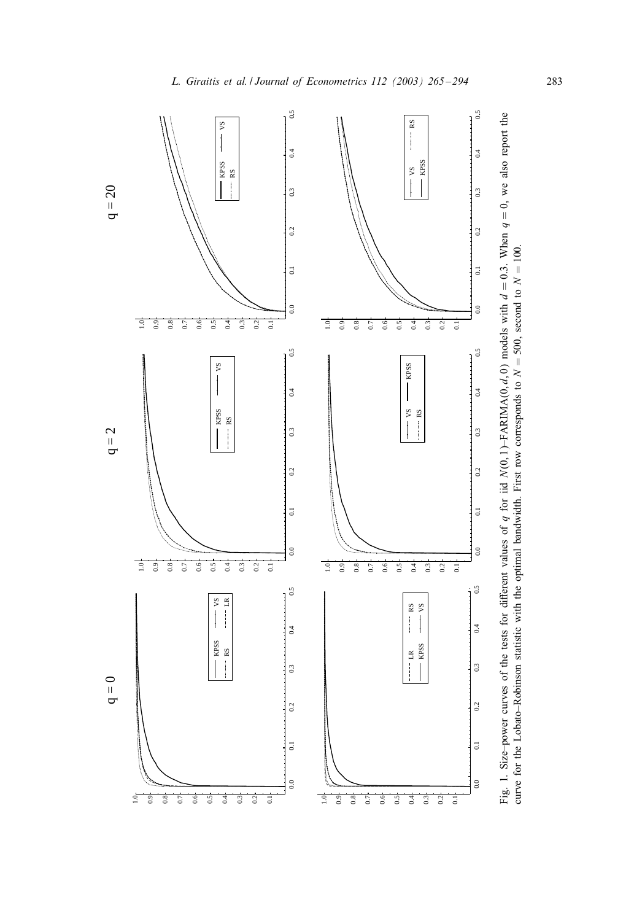Fig. 1. Size–power curves of the tests for different values of $q$ for iid $N(0,1)$–FARIMA$(0,d,0)$ models with $d = 0.3$. When $q = 0$, we also report the curve for the Lobato–Robinson statistic with the optimal bandwidth. First row corresponds to $N = 500$, second to $N = 100$.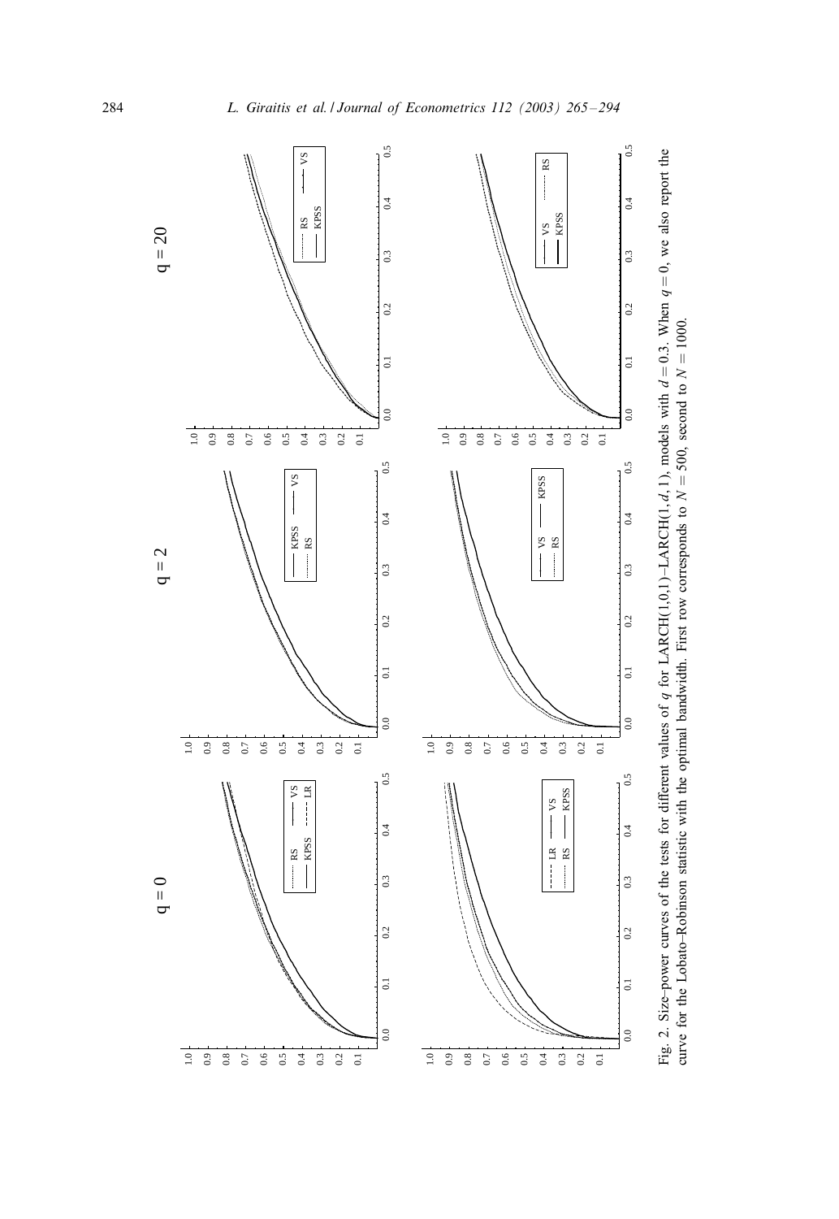Fig. 2. Size–power curves of the tests for different values of $q$ for LARCH(1,0,1)–LARCH(1, $d$, 1), models with $d = 0.3$. When $q = 0$, we also report the curve for the Lobato–Robinson statistic with the optimal bandwidth. First row corresponds to $N = 500$, second to $N = 1000$.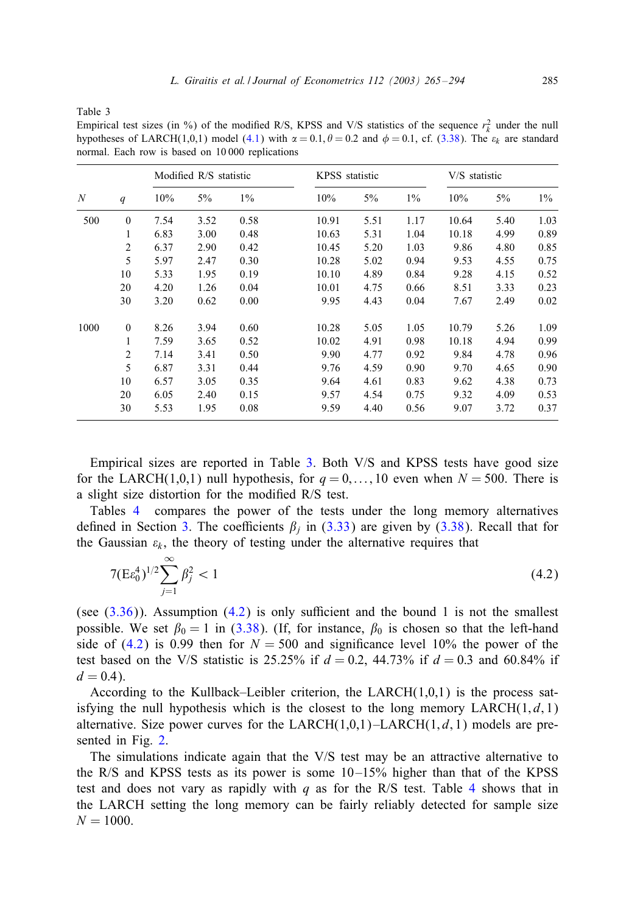Table 3
Empirical test sizes (in %) of the modified R/S, KPSS and V/S statistics of the sequence $r_k^2$ under the null hypotheses of LARCH(1,0,1) model (4.1) with $\alpha = 0.1, \theta = 0.2$ and $\phi = 0.1$, cf. (3.38). The $\varepsilon_k$ are standard normal. Each row is based on 10 000 replications

| | | Modified R/S statistic | | | KPSS statistic | | | V/S statistic | | |
|---|---|---|---|---|---|---|---|---|---|---|
| $N$ | $q$ | 10% | 5% | 1% | 10% | 5% | 1% | 10% | 5% | 1% |
| 500 | 0 | 7.54 | 3.52 | 0.58 | 10.91 | 5.51 | 1.17 | 10.64 | 5.40 | 1.03 |
| | 1 | 6.83 | 3.00 | 0.48 | 10.63 | 5.31 | 1.04 | 10.18 | 4.99 | 0.89 |
| | 2 | 6.37 | 2.90 | 0.42 | 10.45 | 5.20 | 1.03 | 9.86 | 4.80 | 0.85 |
| | 5 | 5.97 | 2.47 | 0.30 | 10.28 | 5.02 | 0.94 | 9.53 | 4.55 | 0.75 |
| | 10 | 5.33 | 1.95 | 0.19 | 10.10 | 4.89 | 0.84 | 9.28 | 4.15 | 0.52 |
| | 20 | 4.20 | 1.26 | 0.04 | 10.01 | 4.75 | 0.66 | 8.51 | 3.33 | 0.23 |
| | 30 | 3.20 | 0.62 | 0.00 | 9.95 | 4.43 | 0.04 | 7.67 | 2.49 | 0.02 |
| 1000 | 0 | 8.26 | 3.94 | 0.60 | 10.28 | 5.05 | 1.05 | 10.79 | 5.26 | 1.09 |
| | 1 | 7.59 | 3.65 | 0.52 | 10.02 | 4.91 | 0.98 | 10.18 | 4.94 | 0.99 |
| | 2 | 7.14 | 3.41 | 0.50 | 9.90 | 4.77 | 0.92 | 9.84 | 4.78 | 0.96 |
| | 5 | 6.87 | 3.31 | 0.44 | 9.76 | 4.59 | 0.90 | 9.70 | 4.65 | 0.90 |
| | 10 | 6.57 | 3.05 | 0.35 | 9.64 | 4.61 | 0.83 | 9.62 | 4.38 | 0.73 |
| | 20 | 6.05 | 2.40 | 0.15 | 9.57 | 4.54 | 0.75 | 9.32 | 4.09 | 0.53 |
| | 30 | 5.53 | 1.95 | 0.08 | 9.59 | 4.40 | 0.56 | 9.07 | 3.72 | 0.37 |

Empirical sizes are reported in Table 3. Both V/S and KPSS tests have good size for the LARCH(1,0,1) null hypothesis, for $q = 0, \ldots, 10$ even when $N = 500$. There is a slight size distortion for the modified R/S test.

Tables 4 compares the power of the tests under the long memory alternatives defined in Section 3. The coefficients $\beta_j$ in (3.33) are given by (3.38). Recall that for the Gaussian $\varepsilon_k$, the theory of testing under the alternative requires that

$$7(\mathrm{E}\varepsilon_0^4)^{1/2} \sum_{j=1}^{\infty} \beta_j^2 < 1 \tag{4.2}$$

(see (3.36)). Assumption (4.2) is only sufficient and the bound 1 is not the smallest possible. We set $\beta_0 = 1$ in (3.38). (If, for instance, $\beta_0$ is chosen so that the left-hand side of (4.2) is 0.99 then for $N = 500$ and significance level 10% the power of the test based on the V/S statistic is 25.25% if $d = 0.2$, 44.73% if $d = 0.3$ and 60.84% if $d = 0.4$).

According to the Kullback–Leibler criterion, the LARCH(1,0,1) is the process satisfying the null hypothesis which is the closest to the long memory LARCH$(1, d, 1)$ alternative. Size power curves for the LARCH(1,0,1)–LARCH$(1, d, 1)$ models are presented in Fig. 2.

The simulations indicate again that the V/S test may be an attractive alternative to the R/S and KPSS tests as its power is some 10–15% higher than that of the KPSS test and does not vary as rapidly with $q$ as for the R/S test. Table 4 shows that in the LARCH setting the long memory can be fairly reliably detected for sample size $N = 1000$.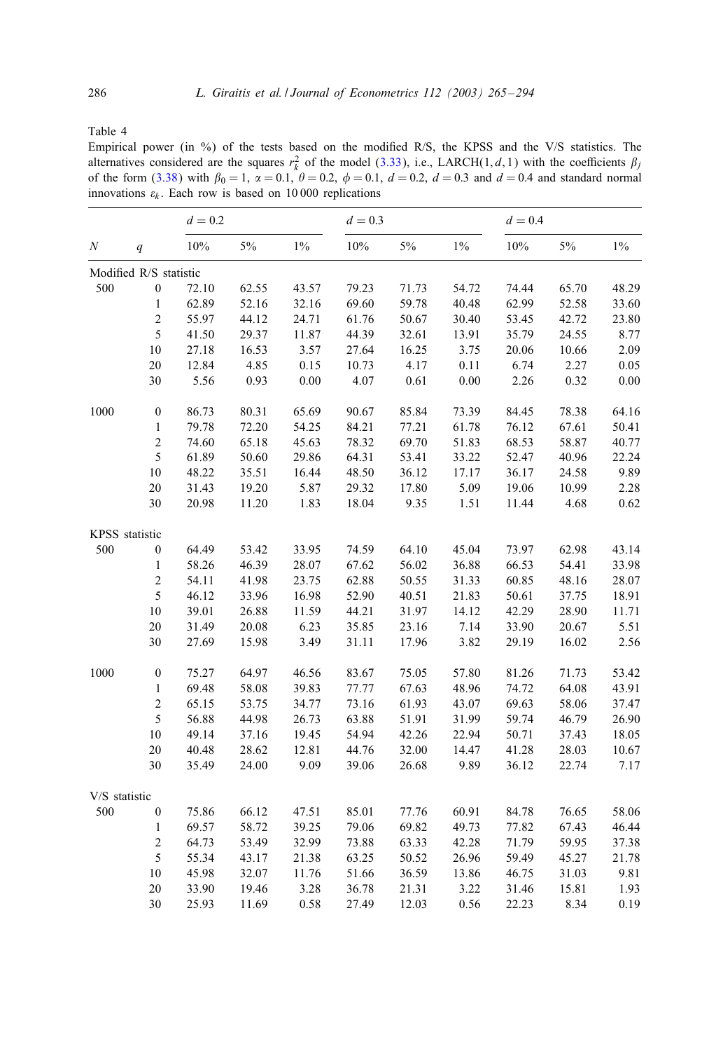Table 4

Empirical power (in %) of the tests based on the modified R/S, the KPSS and the V/S statistics. The alternatives considered are the squares $r_k^2$ of the model (3.33), i.e., LARCH$(1, d, 1)$ with the coefficients $\beta_j$ of the form (3.38) with $\beta_0 = 1$, $\alpha = 0.1$, $\theta = 0.2$, $\phi = 0.1$, $d = 0.2$, $d = 0.3$ and $d = 0.4$ and standard normal innovations $\varepsilon_k$. Each row is based on 10 000 replications

| | | $d = 0.2$ | | | $d = 0.3$ | | | $d = 0.4$ | | |
|---|---|---|---|---|---|---|---|---|---|---|
| $N$ | $q$ | 10% | 5% | 1% | 10% | 5% | 1% | 10% | 5% | 1% |
| Modified R/S statistic | | | | | | | | | | |
| 500 | 0 | 72.10 | 62.55 | 43.57 | 79.23 | 71.73 | 54.72 | 74.44 | 65.70 | 48.29 |
| | 1 | 62.89 | 52.16 | 32.16 | 69.60 | 59.78 | 40.48 | 62.99 | 52.58 | 33.60 |
| | 2 | 55.97 | 44.12 | 24.71 | 61.76 | 50.67 | 30.40 | 53.45 | 42.72 | 23.80 |
| | 5 | 41.50 | 29.37 | 11.87 | 44.39 | 32.61 | 13.91 | 35.79 | 24.55 | 8.77 |
| | 10 | 27.18 | 16.53 | 3.57 | 27.64 | 16.25 | 3.75 | 20.06 | 10.66 | 2.09 |
| | 20 | 12.84 | 4.85 | 0.15 | 10.73 | 4.17 | 0.11 | 6.74 | 2.27 | 0.05 |
| | 30 | 5.56 | 0.93 | 0.00 | 4.07 | 0.61 | 0.00 | 2.26 | 0.32 | 0.00 |
| 1000 | 0 | 86.73 | 80.31 | 65.69 | 90.67 | 85.84 | 73.39 | 84.45 | 78.38 | 64.16 |
| | 1 | 79.78 | 72.20 | 54.25 | 84.21 | 77.21 | 61.78 | 76.12 | 67.61 | 50.41 |
| | 2 | 74.60 | 65.18 | 45.63 | 78.32 | 69.70 | 51.83 | 68.53 | 58.87 | 40.77 |
| | 5 | 61.89 | 50.60 | 29.86 | 64.31 | 53.41 | 33.22 | 52.47 | 40.96 | 22.24 |
| | 10 | 48.22 | 35.51 | 16.44 | 48.50 | 36.12 | 17.17 | 36.17 | 24.58 | 9.89 |
| | 20 | 31.43 | 19.20 | 5.87 | 29.32 | 17.80 | 5.09 | 19.06 | 10.99 | 2.28 |
| | 30 | 20.98 | 11.20 | 1.83 | 18.04 | 9.35 | 1.51 | 11.44 | 4.68 | 0.62 |
| KPSS statistic | | | | | | | | | | |
| 500 | 0 | 64.49 | 53.42 | 33.95 | 74.59 | 64.10 | 45.04 | 73.97 | 62.98 | 43.14 |
| | 1 | 58.26 | 46.39 | 28.07 | 67.62 | 56.02 | 36.88 | 66.53 | 54.41 | 33.98 |
| | 2 | 54.11 | 41.98 | 23.75 | 62.88 | 50.55 | 31.33 | 60.85 | 48.16 | 28.07 |
| | 5 | 46.12 | 33.96 | 16.98 | 52.90 | 40.51 | 21.83 | 50.61 | 37.75 | 18.91 |
| | 10 | 39.01 | 26.88 | 11.59 | 44.21 | 31.97 | 14.12 | 42.29 | 28.90 | 11.71 |
| | 20 | 31.49 | 20.08 | 6.23 | 35.85 | 23.16 | 7.14 | 33.90 | 20.67 | 5.51 |
| | 30 | 27.69 | 15.98 | 3.49 | 31.11 | 17.96 | 3.82 | 29.19 | 16.02 | 2.56 |
| 1000 | 0 | 75.27 | 64.97 | 46.56 | 83.67 | 75.05 | 57.80 | 81.26 | 71.73 | 53.42 |
| | 1 | 69.48 | 58.08 | 39.83 | 77.77 | 67.63 | 48.96 | 74.72 | 64.08 | 43.91 |
| | 2 | 65.15 | 53.75 | 34.77 | 73.16 | 61.93 | 43.07 | 69.63 | 58.06 | 37.47 |
| | 5 | 56.88 | 44.98 | 26.73 | 63.88 | 51.91 | 31.99 | 59.74 | 46.79 | 26.90 |
| | 10 | 49.14 | 37.16 | 19.45 | 54.94 | 42.26 | 22.94 | 50.71 | 37.43 | 18.05 |
| | 20 | 40.48 | 28.62 | 12.81 | 44.76 | 32.00 | 14.47 | 41.28 | 28.03 | 10.67 |
| | 30 | 35.49 | 24.00 | 9.09 | 39.06 | 26.68 | 9.89 | 36.12 | 22.74 | 7.17 |
| V/S statistic | | | | | | | | | | |
| 500 | 0 | 75.86 | 66.12 | 47.51 | 85.01 | 77.76 | 60.91 | 84.78 | 76.65 | 58.06 |
| | 1 | 69.57 | 58.72 | 39.25 | 79.06 | 69.82 | 49.73 | 77.82 | 67.43 | 46.44 |
| | 2 | 64.73 | 53.49 | 32.99 | 73.88 | 63.33 | 42.28 | 71.79 | 59.95 | 37.38 |
| | 5 | 55.34 | 43.17 | 21.38 | 63.25 | 50.52 | 26.96 | 59.49 | 45.27 | 21.78 |
| | 10 | 45.98 | 32.07 | 11.76 | 51.66 | 36.59 | 13.86 | 46.75 | 31.03 | 9.81 |
| | 20 | 33.90 | 19.46 | 3.28 | 36.78 | 21.31 | 3.22 | 31.46 | 15.81 | 1.93 |
| | 30 | 25.93 | 11.69 | 0.58 | 27.49 | 12.03 | 0.56 | 22.23 | 8.34 | 0.19 |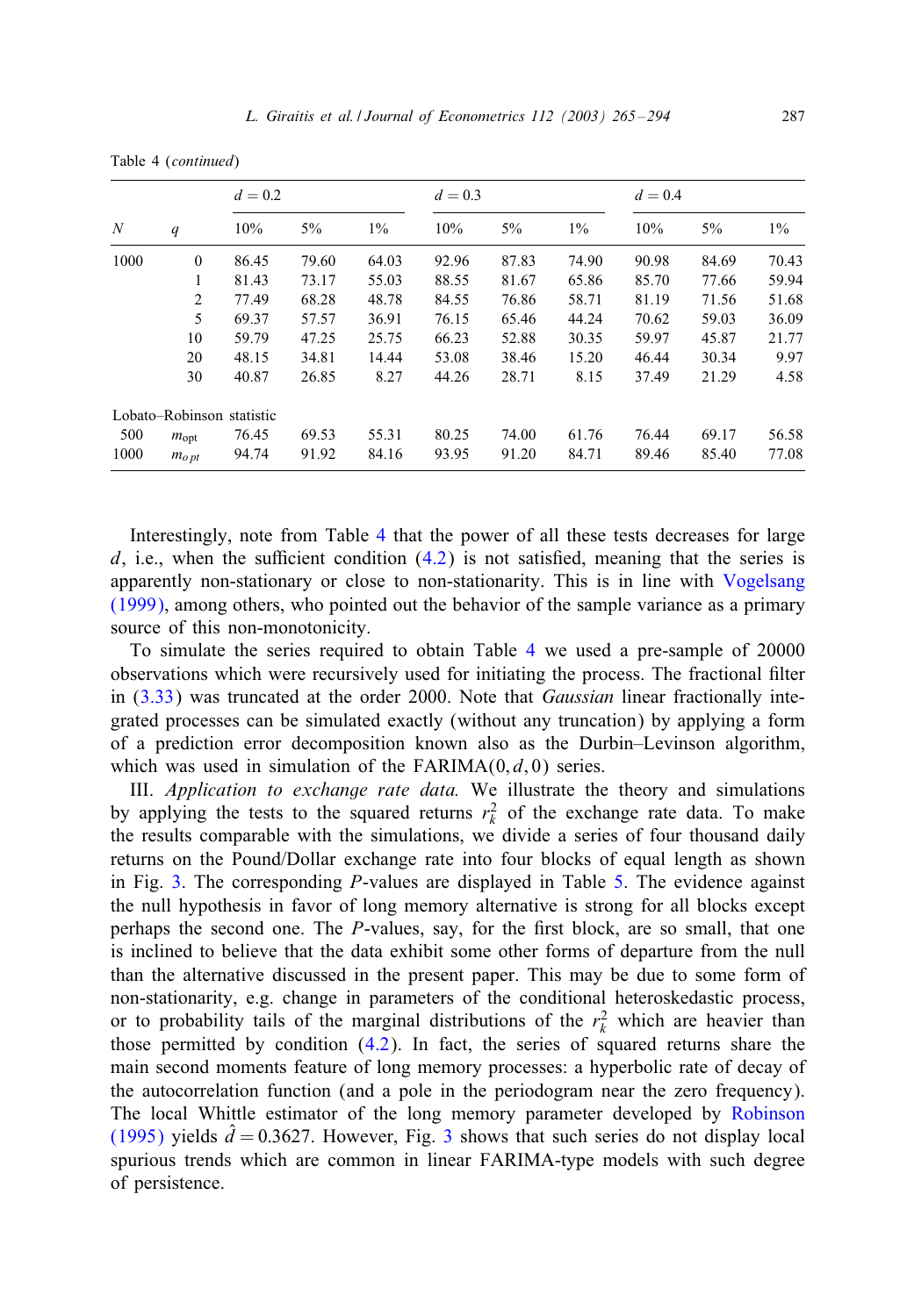Table 4 (*continued*)

| $N$ | $q$ | $d = 0.2$ | | | $d = 0.3$ | | | $d = 0.4$ | | |
|---|---|---|---|---|---|---|---|---|---|---|
| | | 10% | 5% | 1% | 10% | 5% | 1% | 10% | 5% | 1% |
| 1000 | 0 | 86.45 | 79.60 | 64.03 | 92.96 | 87.83 | 74.90 | 90.98 | 84.69 | 70.43 |
| | 1 | 81.43 | 73.17 | 55.03 | 88.55 | 81.67 | 65.86 | 85.70 | 77.66 | 59.94 |
| | 2 | 77.49 | 68.28 | 48.78 | 84.55 | 76.86 | 58.71 | 81.19 | 71.56 | 51.68 |
| | 5 | 69.37 | 57.57 | 36.91 | 76.15 | 65.46 | 44.24 | 70.62 | 59.03 | 36.09 |
| | 10 | 59.79 | 47.25 | 25.75 | 66.23 | 52.88 | 30.35 | 59.97 | 45.87 | 21.77 |
| | 20 | 48.15 | 34.81 | 14.44 | 53.08 | 38.46 | 15.20 | 46.44 | 30.34 | 9.97 |
| | 30 | 40.87 | 26.85 | 8.27 | 44.26 | 28.71 | 8.15 | 37.49 | 21.29 | 4.58 |
| Lobato–Robinson statistic | | | | | | | | | | |
| 500 | $m_{\mathrm{opt}}$ | 76.45 | 69.53 | 55.31 | 80.25 | 74.00 | 61.76 | 76.44 | 69.17 | 56.58 |
| 1000 | $m_{opt}$ | 94.74 | 91.92 | 84.16 | 93.95 | 91.20 | 84.71 | 89.46 | 85.40 | 77.08 |

Interestingly, note from Table 4 that the power of all these tests decreases for large $d$, i.e., when the sufficient condition (4.2) is not satisfied, meaning that the series is apparently non-stationary or close to non-stationarity. This is in line with Vogelsang (1999), among others, who pointed out the behavior of the sample variance as a primary source of this non-monotonicity.

To simulate the series required to obtain Table 4 we used a pre-sample of 20000 observations which were recursively used for initiating the process. The fractional filter in (3.33) was truncated at the order 2000. Note that *Gaussian* linear fractionally integrated processes can be simulated exactly (without any truncation) by applying a form of a prediction error decomposition known also as the Durbin–Levinson algorithm, which was used in simulation of the FARIMA$(0, d, 0)$ series.

III. *Application to exchange rate data.* We illustrate the theory and simulations by applying the tests to the squared returns $r_k^2$ of the exchange rate data. To make the results comparable with the simulations, we divide a series of four thousand daily returns on the Pound/Dollar exchange rate into four blocks of equal length as shown in Fig. 3. The corresponding $P$-values are displayed in Table 5. The evidence against the null hypothesis in favor of long memory alternative is strong for all blocks except perhaps the second one. The $P$-values, say, for the first block, are so small, that one is inclined to believe that the data exhibit some other forms of departure from the null than the alternative discussed in the present paper. This may be due to some form of non-stationarity, e.g. change in parameters of the conditional heteroskedastic process, or to probability tails of the marginal distributions of the $r_k^2$ which are heavier than those permitted by condition (4.2). In fact, the series of squared returns share the main second moments feature of long memory processes: a hyperbolic rate of decay of the autocorrelation function (and a pole in the periodogram near the zero frequency). The local Whittle estimator of the long memory parameter developed by Robinson (1995) yields $\hat{d} = 0.3627$. However, Fig. 3 shows that such series do not display local spurious trends which are common in linear FARIMA-type models with such degree of persistence.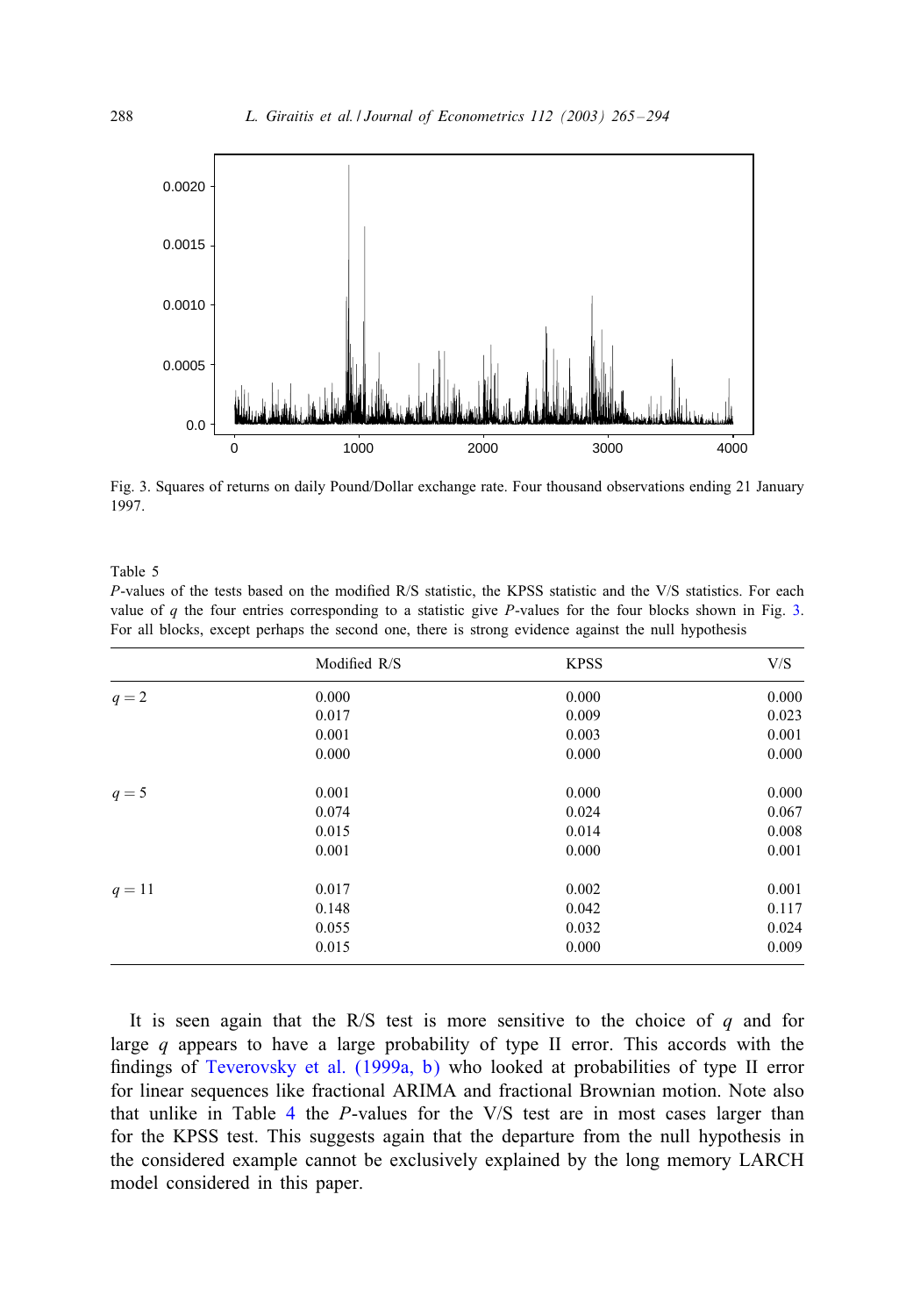Fig. 3. Squares of returns on daily Pound/Dollar exchange rate. Four thousand observations ending 21 January 1997.

Table 5

*P*-values of the tests based on the modified R/S statistic, the KPSS statistic and the V/S statistics. For each value of $q$ the four entries corresponding to a statistic give *P*-values for the four blocks shown in Fig. 3. For all blocks, except perhaps the second one, there is strong evidence against the null hypothesis

| | Modified R/S | KPSS | V/S |
|---|---|---|---|
| $q = 2$ | 0.000 | 0.000 | 0.000 |
| | 0.017 | 0.009 | 0.023 |
| | 0.001 | 0.003 | 0.001 |
| | 0.000 | 0.000 | 0.000 |
| $q = 5$ | 0.001 | 0.000 | 0.000 |
| | 0.074 | 0.024 | 0.067 |
| | 0.015 | 0.014 | 0.008 |
| | 0.001 | 0.000 | 0.001 |
| $q = 11$ | 0.017 | 0.002 | 0.001 |
| | 0.148 | 0.042 | 0.117 |
| | 0.055 | 0.032 | 0.024 |
| | 0.015 | 0.000 | 0.009 |

It is seen again that the R/S test is more sensitive to the choice of $q$ and for large $q$ appears to have a large probability of type II error. This accords with the findings of Teverovsky et al. (1999a, b) who looked at probabilities of type II error for linear sequences like fractional ARIMA and fractional Brownian motion. Note also that unlike in Table 4 the *P*-values for the V/S test are in most cases larger than for the KPSS test. This suggests again that the departure from the null hypothesis in the considered example cannot be exclusively explained by the long memory LARCH model considered in this paper.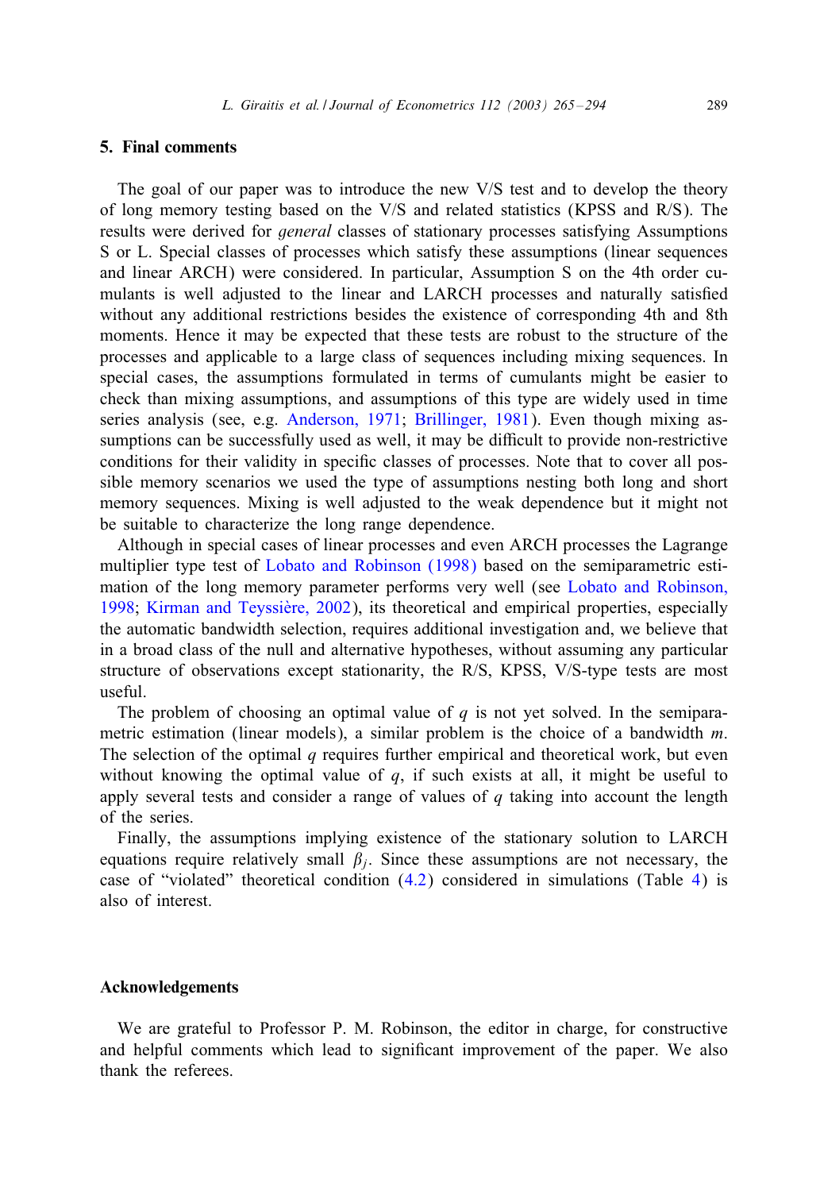## 5. Final comments

The goal of our paper was to introduce the new V/S test and to develop the theory of long memory testing based on the V/S and related statistics (KPSS and R/S). The results were derived for *general* classes of stationary processes satisfying Assumptions S or L. Special classes of processes which satisfy these assumptions (linear sequences and linear ARCH) were considered. In particular, Assumption S on the 4th order cumulants is well adjusted to the linear and LARCH processes and naturally satisfied without any additional restrictions besides the existence of corresponding 4th and 8th moments. Hence it may be expected that these tests are robust to the structure of the processes and applicable to a large class of sequences including mixing sequences. In special cases, the assumptions formulated in terms of cumulants might be easier to check than mixing assumptions, and assumptions of this type are widely used in time series analysis (see, e.g. Anderson, 1971; Brillinger, 1981). Even though mixing assumptions can be successfully used as well, it may be difficult to provide non-restrictive conditions for their validity in specific classes of processes. Note that to cover all possible memory scenarios we used the type of assumptions nesting both long and short memory sequences. Mixing is well adjusted to the weak dependence but it might not be suitable to characterize the long range dependence.

Although in special cases of linear processes and even ARCH processes the Lagrange multiplier type test of Lobato and Robinson (1998) based on the semiparametric estimation of the long memory parameter performs very well (see Lobato and Robinson, 1998; Kirman and Teyssière, 2002), its theoretical and empirical properties, especially the automatic bandwidth selection, requires additional investigation and, we believe that in a broad class of the null and alternative hypotheses, without assuming any particular structure of observations except stationarity, the R/S, KPSS, V/S-type tests are most useful.

The problem of choosing an optimal value of $q$ is not yet solved. In the semiparametric estimation (linear models), a similar problem is the choice of a bandwidth $m$. The selection of the optimal $q$ requires further empirical and theoretical work, but even without knowing the optimal value of $q$, if such exists at all, it might be useful to apply several tests and consider a range of values of $q$ taking into account the length of the series.

Finally, the assumptions implying existence of the stationary solution to LARCH equations require relatively small $\beta_j$. Since these assumptions are not necessary, the case of "violated" theoretical condition (4.2) considered in simulations (Table 4) is also of interest.

## Acknowledgements

We are grateful to Professor P. M. Robinson, the editor in charge, for constructive and helpful comments which lead to significant improvement of the paper. We also thank the referees.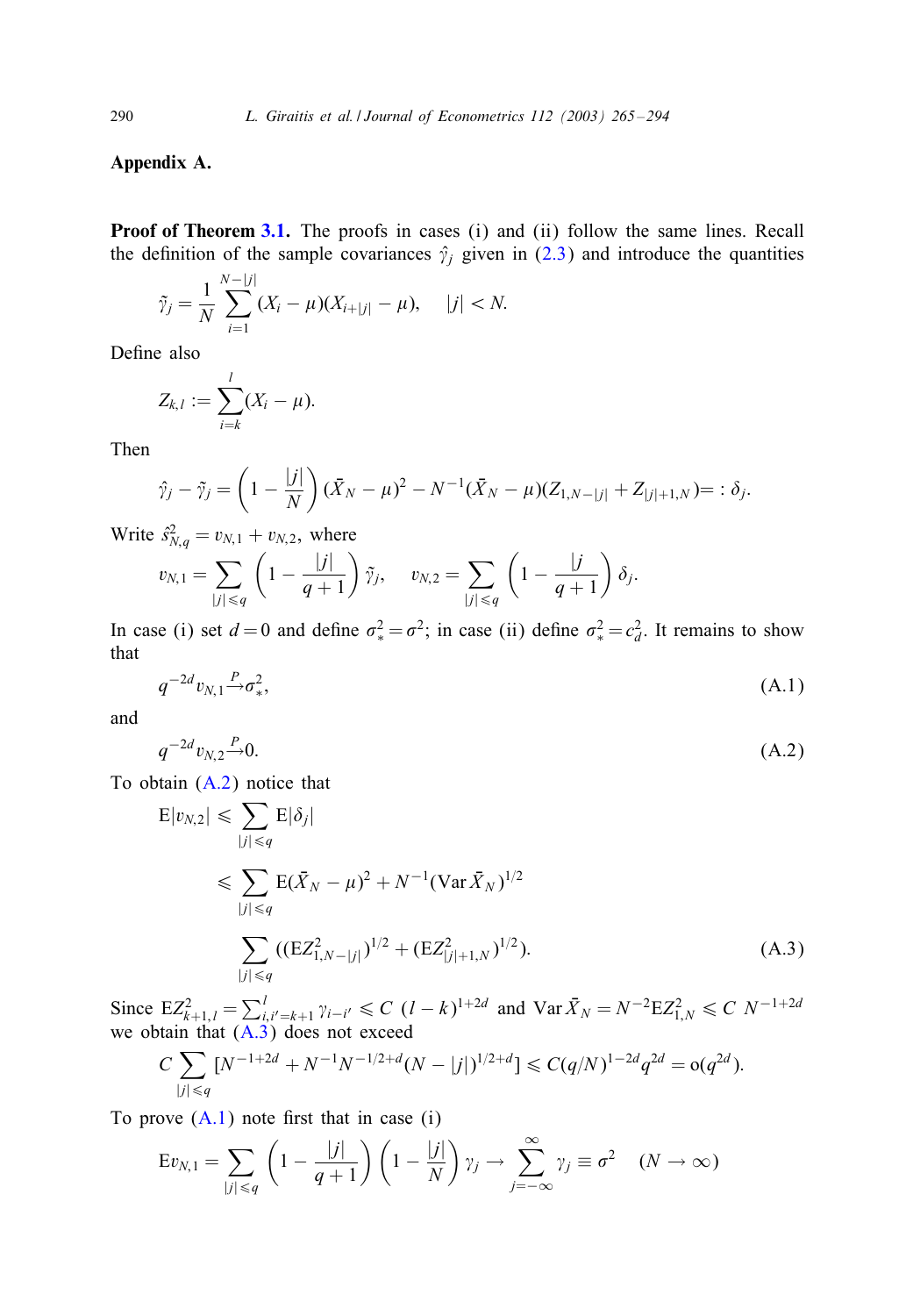## Appendix A.

**Proof of Theorem 3.1.** The proofs in cases (i) and (ii) follow the same lines. Recall the definition of the sample covariances $\hat{\gamma}_j$ given in (2.3) and introduce the quantities

$$\tilde{\gamma}_j = \frac{1}{N}\sum_{i=1}^{N-|j|}(X_i - \mu)(X_{i+|j|} - \mu), \quad |j| < N.$$

Define also

$$Z_{k,l} := \sum_{i=k}^{l}(X_i - \mu).$$

Then

$$\hat{\gamma}_j - \tilde{\gamma}_j = \left(1 - \frac{|j|}{N}\right)(\bar{X}_N - \mu)^2 - N^{-1}(\bar{X}_N - \mu)(Z_{1,N-|j|} + Z_{|j|+1,N}) =: \delta_j.$$

Write $\hat{s}^2_{N,q} = v_{N,1} + v_{N,2}$, where

$$v_{N,1} = \sum_{|j|\leqslant q}\left(1 - \frac{|j|}{q+1}\right)\tilde{\gamma}_j, \quad v_{N,2} = \sum_{|j|\leqslant q}\left(1 - \frac{|j}{q+1}\right)\delta_j.$$

In case (i) set $d=0$ and define $\sigma^2_* = \sigma^2$; in case (ii) define $\sigma^2_* = c^2_d$. It remains to show that

$$q^{-2d}v_{N,1} \xrightarrow{P} \sigma^2_*, \tag{A.1}$$

and

$$q^{-2d}v_{N,2} \xrightarrow{P} 0. \tag{A.2}$$

To obtain (A.2) notice that

$$\begin{aligned}
\mathrm{E}|v_{N,2}| &\leqslant \sum_{|j|\leqslant q}\mathrm{E}|\delta_j| \\
&\leqslant \sum_{|j|\leqslant q}\mathrm{E}(\bar{X}_N - \mu)^2 + N^{-1}(\mathrm{Var}\,\bar{X}_N)^{1/2} \\
&\quad \sum_{|j|\leqslant q}((\mathrm{E}Z^2_{1,N-|j|})^{1/2} + (\mathrm{E}Z^2_{|j|+1,N})^{1/2}).
\end{aligned} \tag{A.3}$$

Since $\mathrm{E}Z^2_{k+1,l} = \sum_{i,i'=k+1}^{l}\gamma_{i-i'} \leqslant C\,(l-k)^{1+2d}$ and $\mathrm{Var}\,\bar{X}_N = N^{-2}\mathrm{E}Z^2_{1,N} \leqslant C\,N^{-1+2d}$ we obtain that (A.3) does not exceed

$$C\sum_{|j|\leqslant q}[N^{-1+2d} + N^{-1}N^{-1/2+d}(N-|j|)^{1/2+d}] \leqslant C(q/N)^{1-2d}q^{2d} = o(q^{2d}).$$

To prove (A.1) note first that in case (i)

$$\mathrm{E}v_{N,1} = \sum_{|j|\leqslant q}\left(1 - \frac{|j|}{q+1}\right)\left(1 - \frac{|j|}{N}\right)\gamma_j \to \sum_{j=-\infty}^{\infty}\gamma_j \equiv \sigma^2 \quad (N\to\infty)$$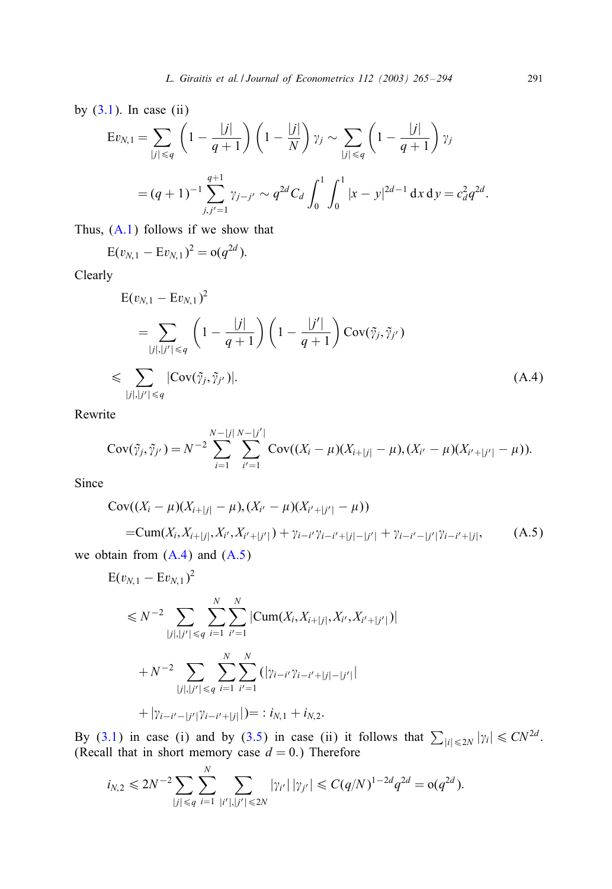by (3.1). In case (ii)

$$\mathrm{E}v_{N,1} = \sum_{|j|\leqslant q}\left(1-\frac{|j|}{q+1}\right)\left(1-\frac{|j|}{N}\right)\gamma_j \sim \sum_{|j|\leqslant q}\left(1-\frac{|j|}{q+1}\right)\gamma_j$$

$$= (q+1)^{-1}\sum_{j,j'=1}^{q+1}\gamma_{j-j'} \sim q^{2d}C_d\int_0^1\int_0^1 |x-y|^{2d-1}\,\mathrm{d}x\,\mathrm{d}y = c_d^2 q^{2d}.$$

Thus, (A.1) follows if we show that

$$\mathrm{E}(v_{N,1}-\mathrm{E}v_{N,1})^2 = \mathrm{o}(q^{2d}).$$

Clearly

$$\mathrm{E}(v_{N,1}-\mathrm{E}v_{N,1})^2 = \sum_{|j|,|j'|\leqslant q}\left(1-\frac{|j|}{q+1}\right)\left(1-\frac{|j'|}{q+1}\right)\mathrm{Cov}(\tilde{\gamma}_j,\tilde{\gamma}_{j'})$$

$$\leqslant \sum_{|j|,|j'|\leqslant q}|\mathrm{Cov}(\tilde{\gamma}_j,\tilde{\gamma}_{j'})|. \tag{A.4}$$

Rewrite

$$\mathrm{Cov}(\tilde{\gamma}_j,\tilde{\gamma}_{j'}) = N^{-2}\sum_{i=1}^{N-|j|}\sum_{i'=1}^{N-|j'|}\mathrm{Cov}((X_i-\mu)(X_{i+|j|}-\mu),(X_{i'}-\mu)(X_{i'+|j'|}-\mu)).$$

Since

$$\mathrm{Cov}((X_i-\mu)(X_{i+|j|}-\mu),(X_{i'}-\mu)(X_{i'+|j'|}-\mu))$$
$$= \mathrm{Cum}(X_i,X_{i+|j|},X_{i'},X_{i'+|j'|}) + \gamma_{i-i'}\gamma_{i-i'+|j|-|j'|} + \gamma_{i-i'-|j'|}\gamma_{i-i'+|j|}, \tag{A.5}$$

we obtain from (A.4) and (A.5)

$$\mathrm{E}(v_{N,1}-\mathrm{E}v_{N,1})^2 \leqslant N^{-2}\sum_{|j|,|j'|\leqslant q}\sum_{i=1}^{N}\sum_{i'=1}^{N}|\mathrm{Cum}(X_i,X_{i+|j|},X_{i'},X_{i'+|j'|})|$$
$$+ N^{-2}\sum_{|j|,|j'|\leqslant q}\sum_{i=1}^{N}\sum_{i'=1}^{N}(|\gamma_{i-i'}\gamma_{i-i'+|j|-|j'|}|$$
$$+ |\gamma_{i-i'-|j'|}\gamma_{i-i'+|j|}|) =: i_{N,1} + i_{N,2}.$$

By (3.1) in case (i) and by (3.5) in case (ii) it follows that $\sum_{|i|\leqslant 2N}|\gamma_i| \leqslant CN^{2d}$. (Recall that in short memory case $d=0$.) Therefore

$$i_{N,2} \leqslant 2N^{-2}\sum_{|j|\leqslant q}\sum_{i=1}^{N}\sum_{|i'|,|j'|\leqslant 2N}|\gamma_{i'}|\,|\gamma_{j'}| \leqslant C(q/N)^{1-2d}q^{2d} = \mathrm{o}(q^{2d}).$$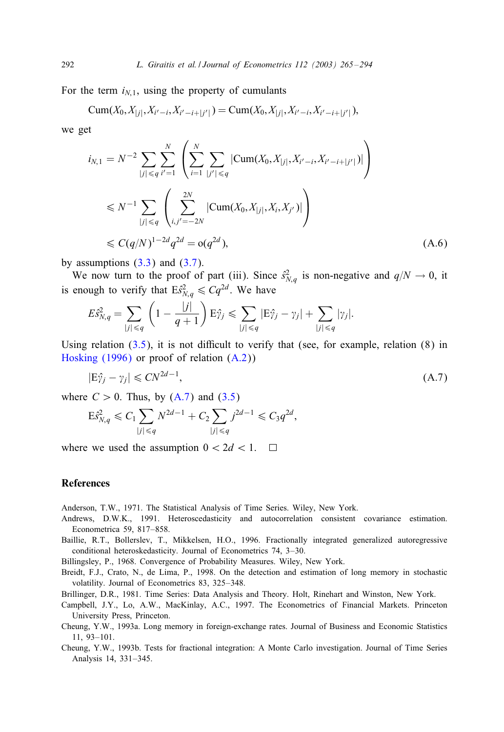For the term $i_{N,1}$, using the property of cumulants

$$\mathrm{Cum}(X_0, X_{|j|}, X_{i'-i}, X_{i'-i+|j'|}) = \mathrm{Cum}(X_0, X_{|j|}, X_{i'-i}, X_{i'-i+|j'|}),$$

we get

$$
\begin{aligned}
i_{N,1} &= N^{-2} \sum_{|j| \leqslant q} \sum_{i'=1}^{N} \left( \sum_{i=1}^{N} \sum_{|j'| \leqslant q} |\mathrm{Cum}(X_0, X_{|j|}, X_{i'-i}, X_{i'-i+|j'|})| \right) \\
&\leqslant N^{-1} \sum_{|j| \leqslant q} \left( \sum_{i,j'=-2N}^{2N} |\mathrm{Cum}(X_0, X_{|j|}, X_i, X_{j'})| \right) \\
&\leqslant C(q/N)^{1-2d} q^{2d} = \mathrm{o}(q^{2d}), \qquad \text{(A.6)}
\end{aligned}
$$

by assumptions (3.3) and (3.7).

We now turn to the proof of part (iii). Since $\hat{s}^2_{N,q}$ is non-negative and $q/N \to 0$, it is enough to verify that $\mathrm{E}\hat{s}^2_{N,q} \leqslant Cq^{2d}$. We have

$$E\hat{s}^2_{N,q} = \sum_{|j| \leqslant q} \left(1 - \frac{|j|}{q+1}\right) \mathrm{E}\hat{\gamma}_j \leqslant \sum_{|j| \leqslant q} |\mathrm{E}\hat{\gamma}_j - \gamma_j| + \sum_{|j| \leqslant q} |\gamma_j|.$$

Using relation (3.5), it is not difficult to verify that (see, for example, relation (8) in Hosking (1996) or proof of relation (A.2))

$$|\mathrm{E}\hat{\gamma}_j - \gamma_j| \leqslant CN^{2d-1}, \qquad \text{(A.7)}$$

where $C > 0$. Thus, by (A.7) and (3.5)

$$\mathrm{E}\hat{s}^2_{N,q} \leqslant C_1 \sum_{|j| \leqslant q} N^{2d-1} + C_2 \sum_{|j| \leqslant q} j^{2d-1} \leqslant C_3 q^{2d},$$

where we used the assumption $0 < 2d < 1$. □

## References

Anderson, T.W., 1971. The Statistical Analysis of Time Series. Wiley, New York.

Andrews, D.W.K., 1991. Heteroscedasticity and autocorrelation consistent covariance estimation. Econometrica 59, 817–858.

Baillie, R.T., Bollerslev, T., Mikkelsen, H.O., 1996. Fractionally integrated generalized autoregressive conditional heteroskedasticity. Journal of Econometrics 74, 3–30.

Billingsley, P., 1968. Convergence of Probability Measures. Wiley, New York.

Breidt, F.J., Crato, N., de Lima, P., 1998. On the detection and estimation of long memory in stochastic volatility. Journal of Econometrics 83, 325–348.

Brillinger, D.R., 1981. Time Series: Data Analysis and Theory. Holt, Rinehart and Winston, New York.

Campbell, J.Y., Lo, A.W., MacKinlay, A.C., 1997. The Econometrics of Financial Markets. Princeton University Press, Princeton.

Cheung, Y.W., 1993a. Long memory in foreign-exchange rates. Journal of Business and Economic Statistics 11, 93–101.

Cheung, Y.W., 1993b. Tests for fractional integration: A Monte Carlo investigation. Journal of Time Series Analysis 14, 331–345.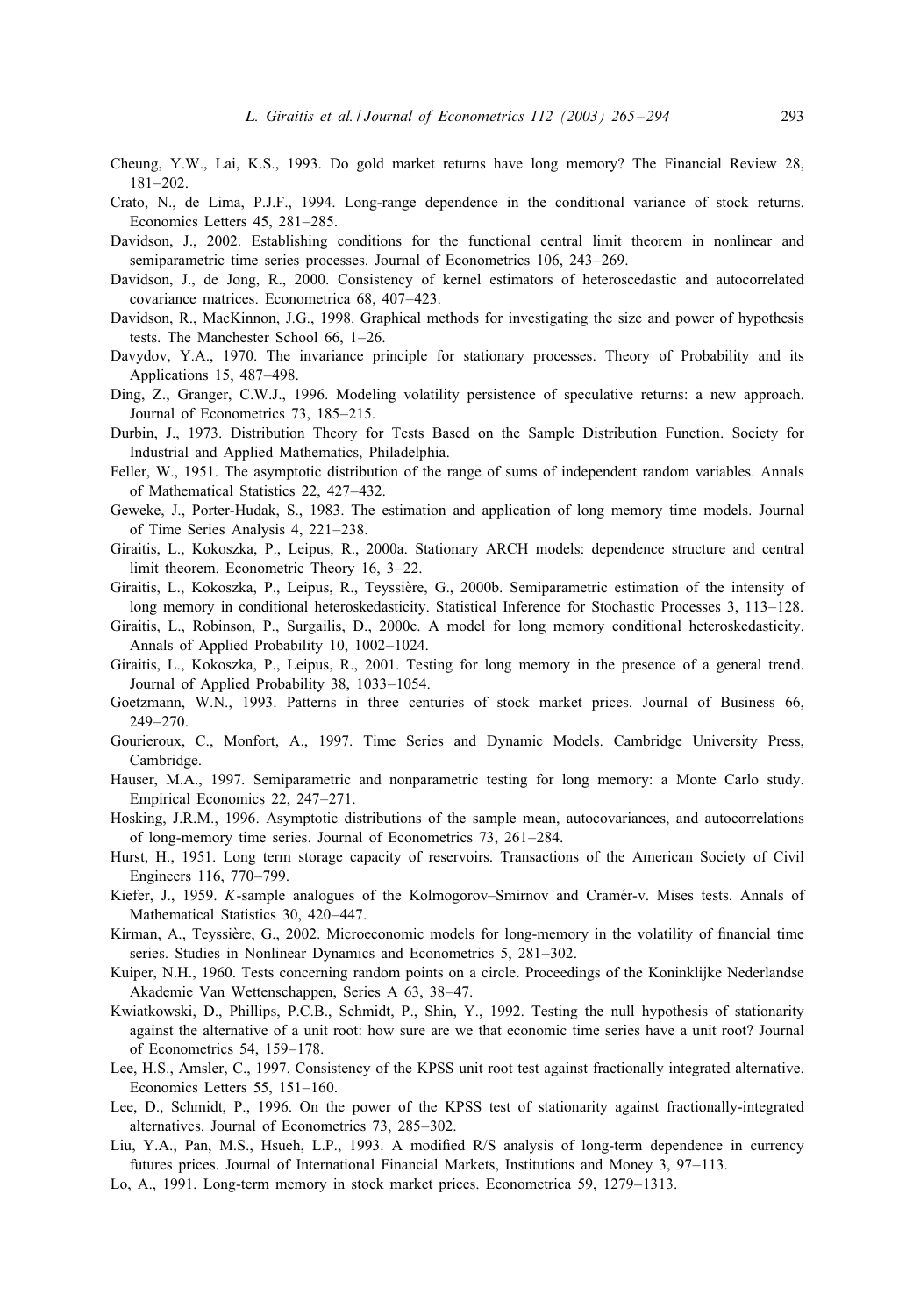Cheung, Y.W., Lai, K.S., 1993. Do gold market returns have long memory? The Financial Review 28, 181–202.

Crato, N., de Lima, P.J.F., 1994. Long-range dependence in the conditional variance of stock returns. Economics Letters 45, 281–285.

Davidson, J., 2002. Establishing conditions for the functional central limit theorem in nonlinear and semiparametric time series processes. Journal of Econometrics 106, 243–269.

Davidson, J., de Jong, R., 2000. Consistency of kernel estimators of heteroscedastic and autocorrelated covariance matrices. Econometrica 68, 407–423.

Davidson, R., MacKinnon, J.G., 1998. Graphical methods for investigating the size and power of hypothesis tests. The Manchester School 66, 1–26.

Davydov, Y.A., 1970. The invariance principle for stationary processes. Theory of Probability and its Applications 15, 487–498.

Ding, Z., Granger, C.W.J., 1996. Modeling volatility persistence of speculative returns: a new approach. Journal of Econometrics 73, 185–215.

Durbin, J., 1973. Distribution Theory for Tests Based on the Sample Distribution Function. Society for Industrial and Applied Mathematics, Philadelphia.

Feller, W., 1951. The asymptotic distribution of the range of sums of independent random variables. Annals of Mathematical Statistics 22, 427–432.

Geweke, J., Porter-Hudak, S., 1983. The estimation and application of long memory time models. Journal of Time Series Analysis 4, 221–238.

Giraitis, L., Kokoszka, P., Leipus, R., 2000a. Stationary ARCH models: dependence structure and central limit theorem. Econometric Theory 16, 3–22.

Giraitis, L., Kokoszka, P., Leipus, R., Teyssière, G., 2000b. Semiparametric estimation of the intensity of long memory in conditional heteroskedasticity. Statistical Inference for Stochastic Processes 3, 113–128.

Giraitis, L., Robinson, P., Surgailis, D., 2000c. A model for long memory conditional heteroskedasticity. Annals of Applied Probability 10, 1002–1024.

Giraitis, L., Kokoszka, P., Leipus, R., 2001. Testing for long memory in the presence of a general trend. Journal of Applied Probability 38, 1033–1054.

Goetzmann, W.N., 1993. Patterns in three centuries of stock market prices. Journal of Business 66, 249–270.

Gourieroux, C., Monfort, A., 1997. Time Series and Dynamic Models. Cambridge University Press, Cambridge.

Hauser, M.A., 1997. Semiparametric and nonparametric testing for long memory: a Monte Carlo study. Empirical Economics 22, 247–271.

Hosking, J.R.M., 1996. Asymptotic distributions of the sample mean, autocovariances, and autocorrelations of long-memory time series. Journal of Econometrics 73, 261–284.

Hurst, H., 1951. Long term storage capacity of reservoirs. Transactions of the American Society of Civil Engineers 116, 770–799.

Kiefer, J., 1959. *K*-sample analogues of the Kolmogorov–Smirnov and Cramér-v. Mises tests. Annals of Mathematical Statistics 30, 420–447.

Kirman, A., Teyssière, G., 2002. Microeconomic models for long-memory in the volatility of financial time series. Studies in Nonlinear Dynamics and Econometrics 5, 281–302.

Kuiper, N.H., 1960. Tests concerning random points on a circle. Proceedings of the Koninklijke Nederlandse Akademie Van Wettenschappen, Series A 63, 38–47.

Kwiatkowski, D., Phillips, P.C.B., Schmidt, P., Shin, Y., 1992. Testing the null hypothesis of stationarity against the alternative of a unit root: how sure are we that economic time series have a unit root? Journal of Econometrics 54, 159–178.

Lee, H.S., Amsler, C., 1997. Consistency of the KPSS unit root test against fractionally integrated alternative. Economics Letters 55, 151–160.

Lee, D., Schmidt, P., 1996. On the power of the KPSS test of stationarity against fractionally-integrated alternatives. Journal of Econometrics 73, 285–302.

Liu, Y.A., Pan, M.S., Hsueh, L.P., 1993. A modified R/S analysis of long-term dependence in currency futures prices. Journal of International Financial Markets, Institutions and Money 3, 97–113.

Lo, A., 1991. Long-term memory in stock market prices. Econometrica 59, 1279–1313.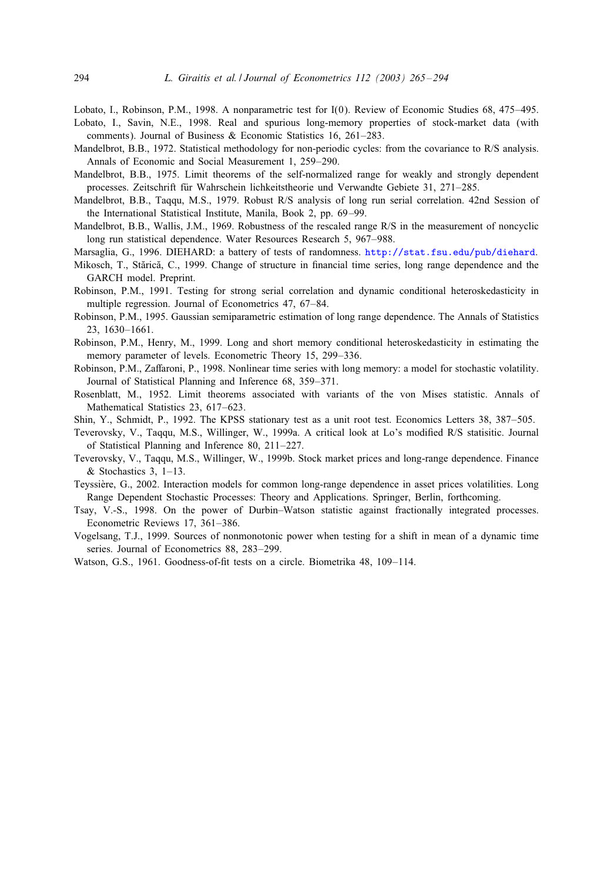Lobato, I., Robinson, P.M., 1998. A nonparametric test for I(0). Review of Economic Studies 68, 475–495.

Lobato, I., Savin, N.E., 1998. Real and spurious long-memory properties of stock-market data (with comments). Journal of Business & Economic Statistics 16, 261–283.

Mandelbrot, B.B., 1972. Statistical methodology for non-periodic cycles: from the covariance to R/S analysis. Annals of Economic and Social Measurement 1, 259–290.

Mandelbrot, B.B., 1975. Limit theorems of the self-normalized range for weakly and strongly dependent processes. Zeitschrift für Wahrschein lichkeitstheorie und Verwandte Gebiete 31, 271–285.

Mandelbrot, B.B., Taqqu, M.S., 1979. Robust R/S analysis of long run serial correlation. 42nd Session of the International Statistical Institute, Manila, Book 2, pp. 69–99.

Mandelbrot, B.B., Wallis, J.M., 1969. Robustness of the rescaled range R/S in the measurement of noncyclic long run statistical dependence. Water Resources Research 5, 967–988.

Marsaglia, G., 1996. DIEHARD: a battery of tests of randomness. http://stat.fsu.edu/pub/diehard.

Mikosch, T., Stărică, C., 1999. Change of structure in financial time series, long range dependence and the GARCH model. Preprint.

Robinson, P.M., 1991. Testing for strong serial correlation and dynamic conditional heteroskedasticity in multiple regression. Journal of Econometrics 47, 67–84.

Robinson, P.M., 1995. Gaussian semiparametric estimation of long range dependence. The Annals of Statistics 23, 1630–1661.

Robinson, P.M., Henry, M., 1999. Long and short memory conditional heteroskedasticity in estimating the memory parameter of levels. Econometric Theory 15, 299–336.

Robinson, P.M., Zaffaroni, P., 1998. Nonlinear time series with long memory: a model for stochastic volatility. Journal of Statistical Planning and Inference 68, 359–371.

Rosenblatt, M., 1952. Limit theorems associated with variants of the von Mises statistic. Annals of Mathematical Statistics 23, 617–623.

Shin, Y., Schmidt, P., 1992. The KPSS stationary test as a unit root test. Economics Letters 38, 387–505.

Teverovsky, V., Taqqu, M.S., Willinger, W., 1999a. A critical look at Lo's modified R/S statisitic. Journal of Statistical Planning and Inference 80, 211–227.

Teverovsky, V., Taqqu, M.S., Willinger, W., 1999b. Stock market prices and long-range dependence. Finance & Stochastics 3, 1–13.

Teyssière, G., 2002. Interaction models for common long-range dependence in asset prices volatilities. Long Range Dependent Stochastic Processes: Theory and Applications. Springer, Berlin, forthcoming.

Tsay, V.-S., 1998. On the power of Durbin–Watson statistic against fractionally integrated processes. Econometric Reviews 17, 361–386.

Vogelsang, T.J., 1999. Sources of nonmonotonic power when testing for a shift in mean of a dynamic time series. Journal of Econometrics 88, 283–299.

Watson, G.S., 1961. Goodness-of-fit tests on a circle. Biometrika 48, 109–114.